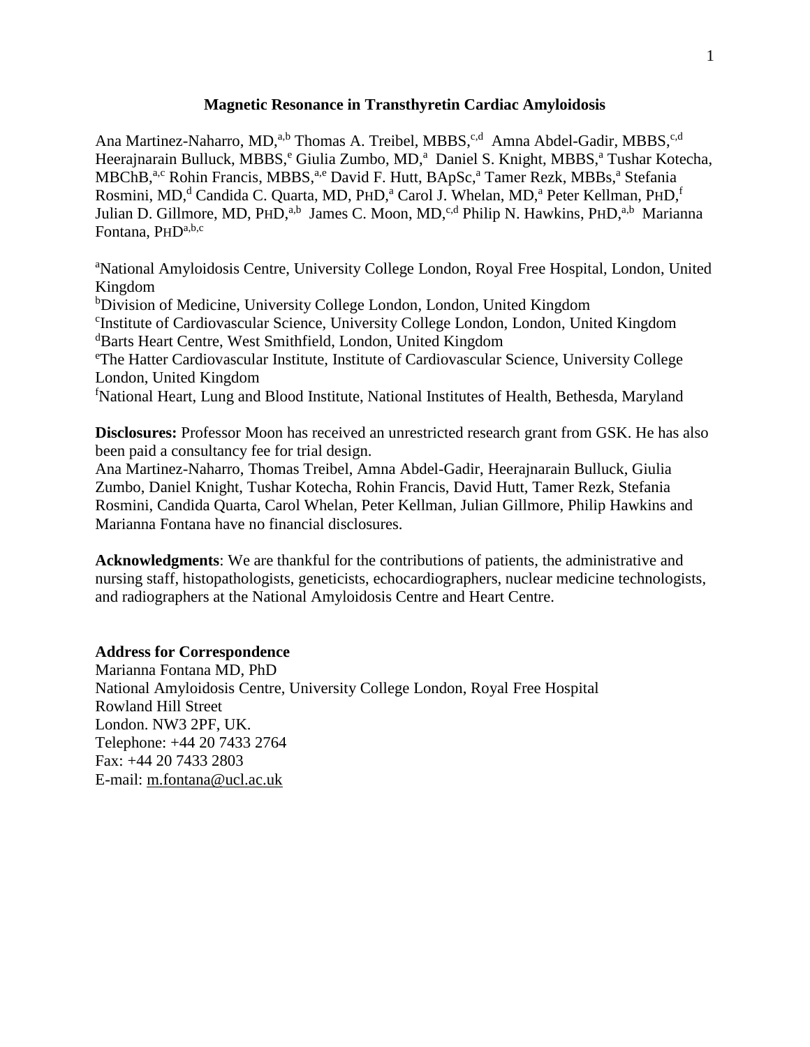# Magnetic Resonance in Transthyretin Cardiac Amyloidosis

Ana Martinez-Naharro, MD,[a,b] Thomas A. Treibel, MBBS,[c,d] Amna Abdel-Gadir, MBBS,[c,d] Heerajnarain Bulluck, MBBS,[e] Giulia Zumbo, MD,[a] Daniel S. Knight, MBBS,[a] Tushar Kotecha, MBChB,[a,c] Rohin Francis, MBBS,[a,e] David F. Hutt, BApSc,[a] Tamer Rezk, MBBs,[a] Stefania Rosmini, MD,[d] Candida C. Quarta, MD, PHD,[a] Carol J. Whelan, MD,[a] Peter Kellman, PHD,[f] Julian D. Gillmore, MD, PHD,[a,b] James C. Moon, MD,[c,d] Philip N. Hawkins, PHD,[a,b] Marianna Fontana, PHD[a,b,c]

[a]National Amyloidosis Centre, University College London, Royal Free Hospital, London, United Kingdom
[b]Division of Medicine, University College London, London, United Kingdom
[c]Institute of Cardiovascular Science, University College London, London, United Kingdom
[d]Barts Heart Centre, West Smithfield, London, United Kingdom
[e]The Hatter Cardiovascular Institute, Institute of Cardiovascular Science, University College London, United Kingdom
[f]National Heart, Lung and Blood Institute, National Institutes of Health, Bethesda, Maryland

**Disclosures:** Professor Moon has received an unrestricted research grant from GSK. He has also been paid a consultancy fee for trial design.
Ana Martinez-Naharro, Thomas Treibel, Amna Abdel-Gadir, Heerajnarain Bulluck, Giulia Zumbo, Daniel Knight, Tushar Kotecha, Rohin Francis, David Hutt, Tamer Rezk, Stefania Rosmini, Candida Quarta, Carol Whelan, Peter Kellman, Julian Gillmore, Philip Hawkins and Marianna Fontana have no financial disclosures.

**Acknowledgments**: We are thankful for the contributions of patients, the administrative and nursing staff, histopathologists, geneticists, echocardiographers, nuclear medicine technologists, and radiographers at the National Amyloidosis Centre and Heart Centre.

**Address for Correspondence**
Marianna Fontana MD, PhD
National Amyloidosis Centre, University College London, Royal Free Hospital
Rowland Hill Street
London. NW3 2PF, UK.
Telephone: +44 20 7433 2764
Fax: +44 20 7433 2803
E-mail: m.fontana@ucl.ac.uk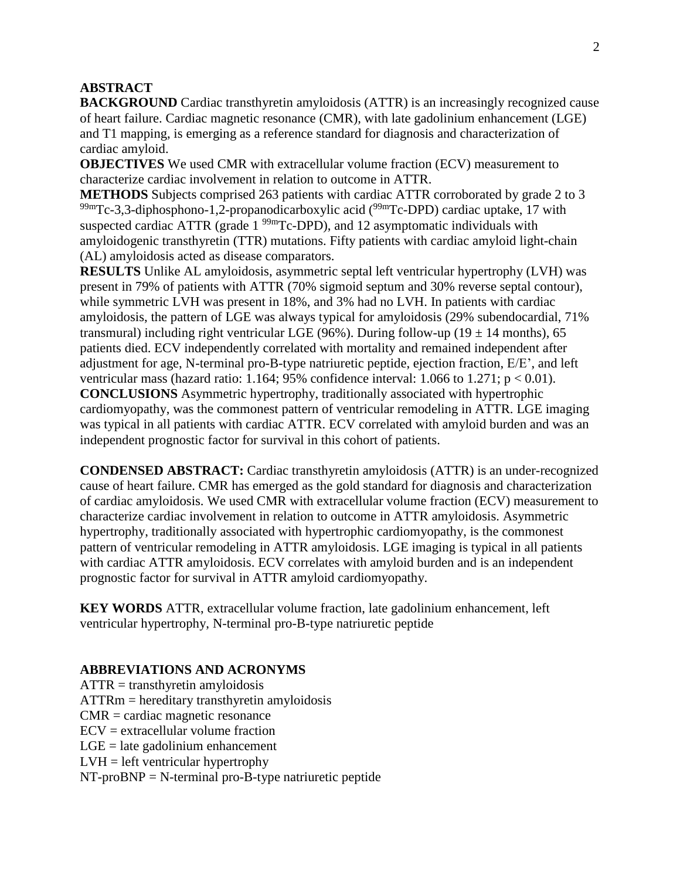## ABSTRACT

**BACKGROUND** Cardiac transthyretin amyloidosis (ATTR) is an increasingly recognized cause of heart failure. Cardiac magnetic resonance (CMR), with late gadolinium enhancement (LGE) and T1 mapping, is emerging as a reference standard for diagnosis and characterization of cardiac amyloid.

**OBJECTIVES** We used CMR with extracellular volume fraction (ECV) measurement to characterize cardiac involvement in relation to outcome in ATTR.

**METHODS** Subjects comprised 263 patients with cardiac ATTR corroborated by grade 2 to 3 $^{99m}$Tc-3,3-diphosphono-1,2-propanodicarboxylic acid ($^{99m}$Tc-DPD) cardiac uptake, 17 with suspected cardiac ATTR (grade 1 $^{99m}$Tc-DPD), and 12 asymptomatic individuals with amyloidogenic transthyretin (TTR) mutations. Fifty patients with cardiac amyloid light-chain (AL) amyloidosis acted as disease comparators.

**RESULTS** Unlike AL amyloidosis, asymmetric septal left ventricular hypertrophy (LVH) was present in 79% of patients with ATTR (70% sigmoid septum and 30% reverse septal contour), while symmetric LVH was present in 18%, and 3% had no LVH. In patients with cardiac amyloidosis, the pattern of LGE was always typical for amyloidosis (29% subendocardial, 71% transmural) including right ventricular LGE (96%). During follow-up ($19 \pm 14$ months), 65 patients died. ECV independently correlated with mortality and remained independent after adjustment for age, N-terminal pro-B-type natriuretic peptide, ejection fraction, E/E', and left ventricular mass (hazard ratio: 1.164; 95% confidence interval: 1.066 to 1.271; $p < 0.01$).

**CONCLUSIONS** Asymmetric hypertrophy, traditionally associated with hypertrophic cardiomyopathy, was the commonest pattern of ventricular remodeling in ATTR. LGE imaging was typical in all patients with cardiac ATTR. ECV correlated with amyloid burden and was an independent prognostic factor for survival in this cohort of patients.

**CONDENSED ABSTRACT:** Cardiac transthyretin amyloidosis (ATTR) is an under-recognized cause of heart failure. CMR has emerged as the gold standard for diagnosis and characterization of cardiac amyloidosis. We used CMR with extracellular volume fraction (ECV) measurement to characterize cardiac involvement in relation to outcome in ATTR amyloidosis. Asymmetric hypertrophy, traditionally associated with hypertrophic cardiomyopathy, is the commonest pattern of ventricular remodeling in ATTR amyloidosis. LGE imaging is typical in all patients with cardiac ATTR amyloidosis. ECV correlates with amyloid burden and is an independent prognostic factor for survival in ATTR amyloid cardiomyopathy.

**KEY WORDS** ATTR, extracellular volume fraction, late gadolinium enhancement, left ventricular hypertrophy, N-terminal pro-B-type natriuretic peptide

## ABBREVIATIONS AND ACRONYMS

ATTR = transthyretin amyloidosis
ATTRm = hereditary transthyretin amyloidosis
CMR = cardiac magnetic resonance
ECV = extracellular volume fraction
LGE = late gadolinium enhancement
LVH = left ventricular hypertrophy
NT-proBNP = N-terminal pro-B-type natriuretic peptide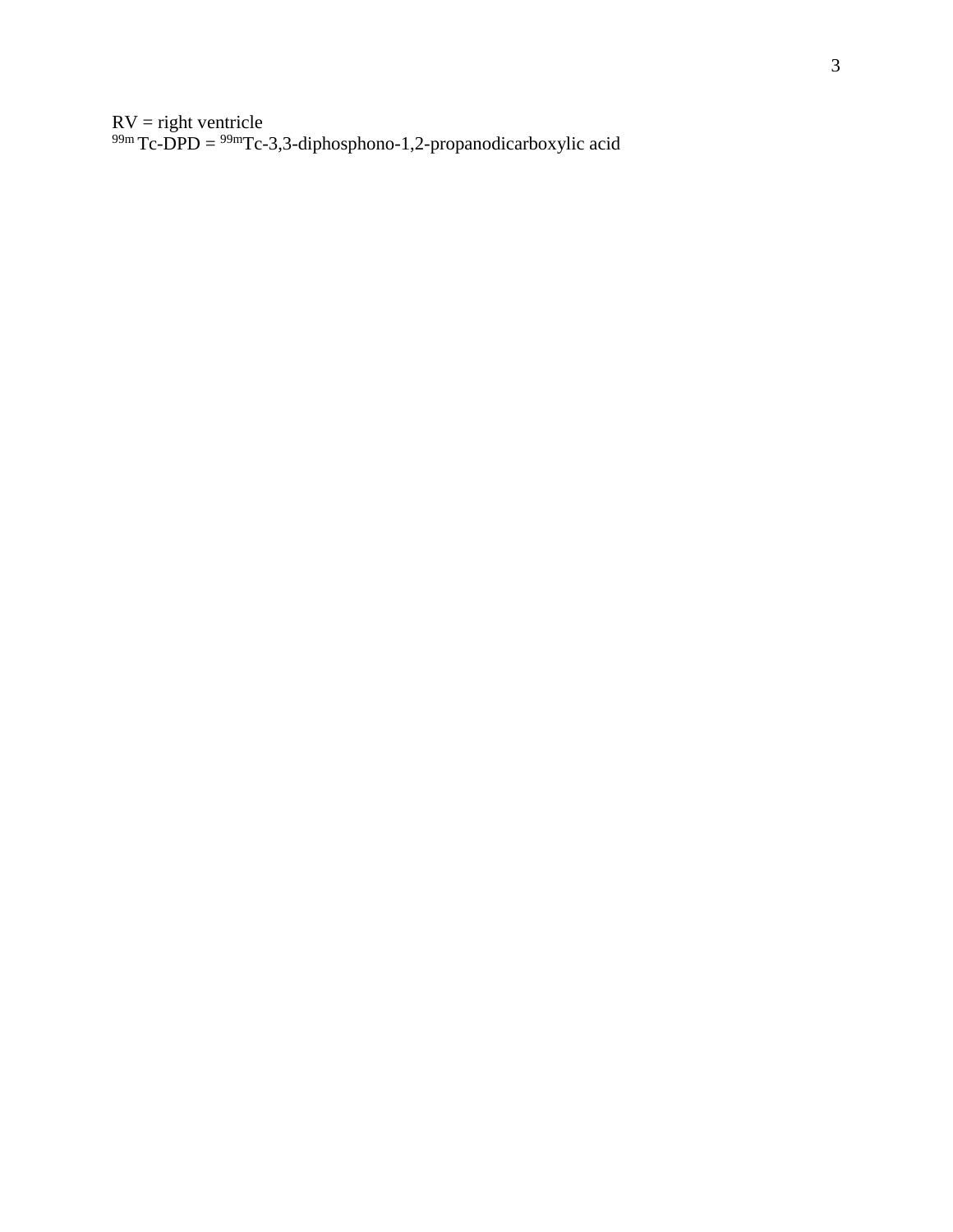RV = right ventricle

$^{99m}$Tc-DPD = $^{99m}$Tc-3,3-diphosphono-1,2-propanodicarboxylic acid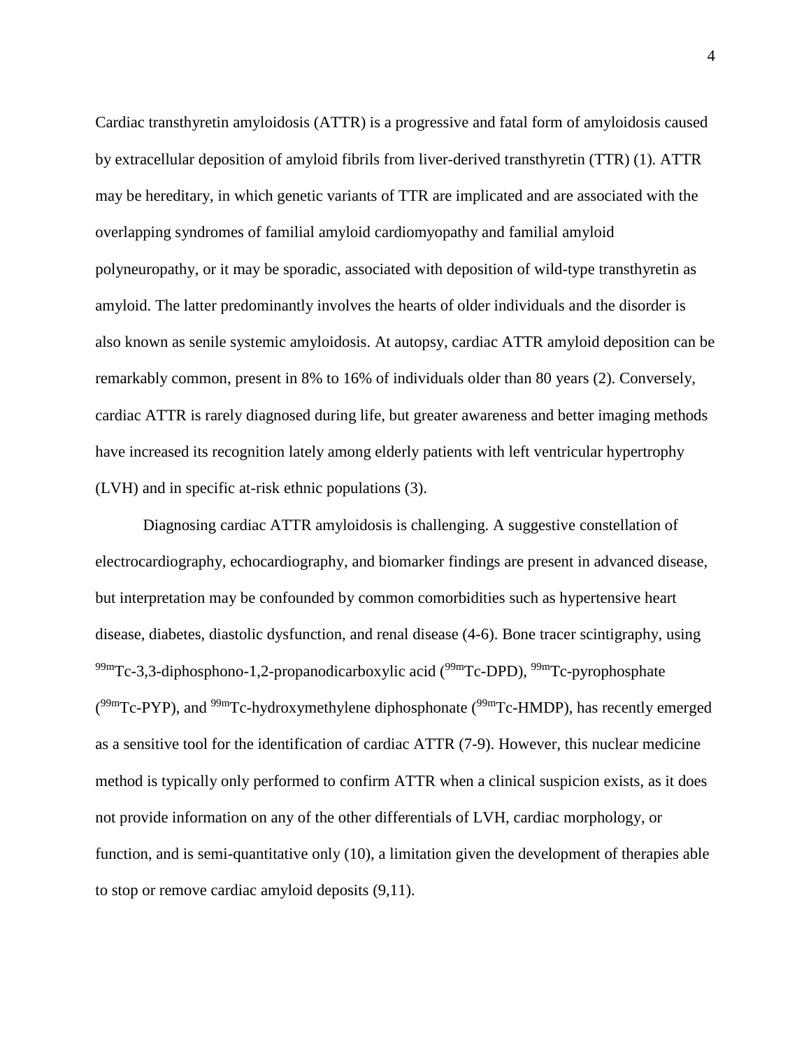Cardiac transthyretin amyloidosis (ATTR) is a progressive and fatal form of amyloidosis caused by extracellular deposition of amyloid fibrils from liver-derived transthyretin (TTR) (1). ATTR may be hereditary, in which genetic variants of TTR are implicated and are associated with the overlapping syndromes of familial amyloid cardiomyopathy and familial amyloid polyneuropathy, or it may be sporadic, associated with deposition of wild-type transthyretin as amyloid. The latter predominantly involves the hearts of older individuals and the disorder is also known as senile systemic amyloidosis. At autopsy, cardiac ATTR amyloid deposition can be remarkably common, present in 8% to 16% of individuals older than 80 years (2). Conversely, cardiac ATTR is rarely diagnosed during life, but greater awareness and better imaging methods have increased its recognition lately among elderly patients with left ventricular hypertrophy (LVH) and in specific at-risk ethnic populations (3).

Diagnosing cardiac ATTR amyloidosis is challenging. A suggestive constellation of electrocardiography, echocardiography, and biomarker findings are present in advanced disease, but interpretation may be confounded by common comorbidities such as hypertensive heart disease, diabetes, diastolic dysfunction, and renal disease (4-6). Bone tracer scintigraphy, using $^{99m}$Tc-3,3-diphosphono-1,2-propanodicarboxylic acid ($^{99m}$Tc-DPD), $^{99m}$Tc-pyrophosphate ($^{99m}$Tc-PYP), and $^{99m}$Tc-hydroxymethylene diphosphonate ($^{99m}$Tc-HMDP), has recently emerged as a sensitive tool for the identification of cardiac ATTR (7-9). However, this nuclear medicine method is typically only performed to confirm ATTR when a clinical suspicion exists, as it does not provide information on any of the other differentials of LVH, cardiac morphology, or function, and is semi-quantitative only (10), a limitation given the development of therapies able to stop or remove cardiac amyloid deposits (9,11).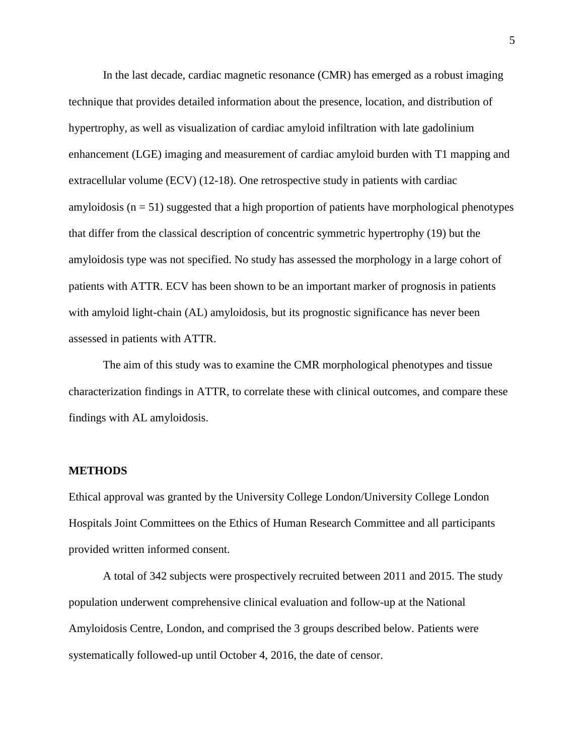In the last decade, cardiac magnetic resonance (CMR) has emerged as a robust imaging technique that provides detailed information about the presence, location, and distribution of hypertrophy, as well as visualization of cardiac amyloid infiltration with late gadolinium enhancement (LGE) imaging and measurement of cardiac amyloid burden with T1 mapping and extracellular volume (ECV) (12-18). One retrospective study in patients with cardiac amyloidosis ($n = 51$) suggested that a high proportion of patients have morphological phenotypes that differ from the classical description of concentric symmetric hypertrophy (19) but the amyloidosis type was not specified. No study has assessed the morphology in a large cohort of patients with ATTR. ECV has been shown to be an important marker of prognosis in patients with amyloid light-chain (AL) amyloidosis, but its prognostic significance has never been assessed in patients with ATTR.

The aim of this study was to examine the CMR morphological phenotypes and tissue characterization findings in ATTR, to correlate these with clinical outcomes, and compare these findings with AL amyloidosis.

## METHODS

Ethical approval was granted by the University College London/University College London Hospitals Joint Committees on the Ethics of Human Research Committee and all participants provided written informed consent.

A total of 342 subjects were prospectively recruited between 2011 and 2015. The study population underwent comprehensive clinical evaluation and follow-up at the National Amyloidosis Centre, London, and comprised the 3 groups described below. Patients were systematically followed-up until October 4, 2016, the date of censor.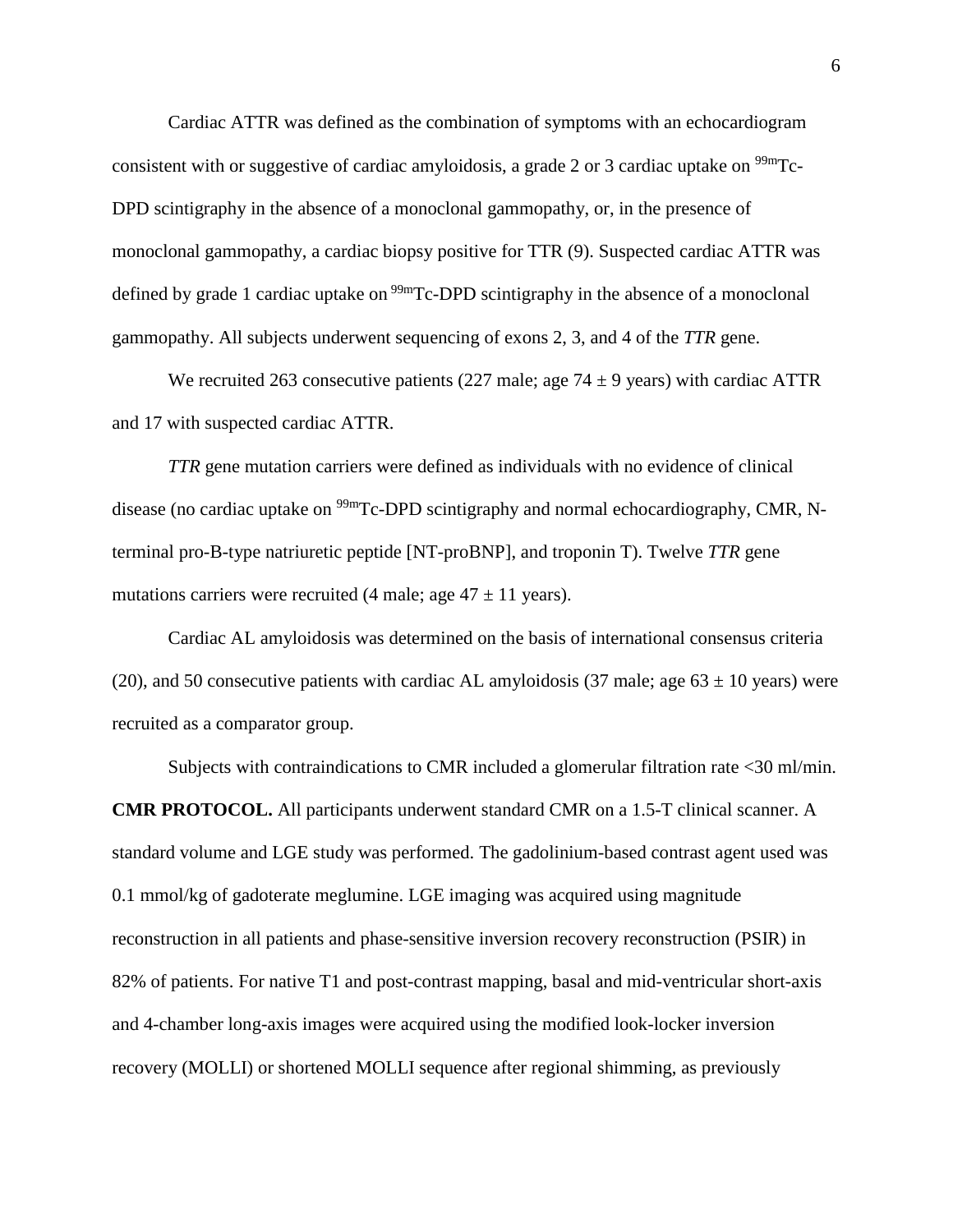Cardiac ATTR was defined as the combination of symptoms with an echocardiogram consistent with or suggestive of cardiac amyloidosis, a grade 2 or 3 cardiac uptake on $^{99m}$Tc-DPD scintigraphy in the absence of a monoclonal gammopathy, or, in the presence of monoclonal gammopathy, a cardiac biopsy positive for TTR (9). Suspected cardiac ATTR was defined by grade 1 cardiac uptake on $^{99m}$Tc-DPD scintigraphy in the absence of a monoclonal gammopathy. All subjects underwent sequencing of exons 2, 3, and 4 of the *TTR* gene.

We recruited 263 consecutive patients (227 male; age $74 \pm 9$ years) with cardiac ATTR and 17 with suspected cardiac ATTR.

*TTR* gene mutation carriers were defined as individuals with no evidence of clinical disease (no cardiac uptake on $^{99m}$Tc-DPD scintigraphy and normal echocardiography, CMR, N-terminal pro-B-type natriuretic peptide [NT-proBNP], and troponin T). Twelve *TTR* gene mutations carriers were recruited (4 male; age $47 \pm 11$ years).

Cardiac AL amyloidosis was determined on the basis of international consensus criteria (20), and 50 consecutive patients with cardiac AL amyloidosis (37 male; age $63 \pm 10$ years) were recruited as a comparator group.

Subjects with contraindications to CMR included a glomerular filtration rate <30 ml/min.

**CMR PROTOCOL.** All participants underwent standard CMR on a 1.5-T clinical scanner. A standard volume and LGE study was performed. The gadolinium-based contrast agent used was 0.1 mmol/kg of gadoterate meglumine. LGE imaging was acquired using magnitude reconstruction in all patients and phase-sensitive inversion recovery reconstruction (PSIR) in 82% of patients. For native T1 and post-contrast mapping, basal and mid-ventricular short-axis and 4-chamber long-axis images were acquired using the modified look-locker inversion recovery (MOLLI) or shortened MOLLI sequence after regional shimming, as previously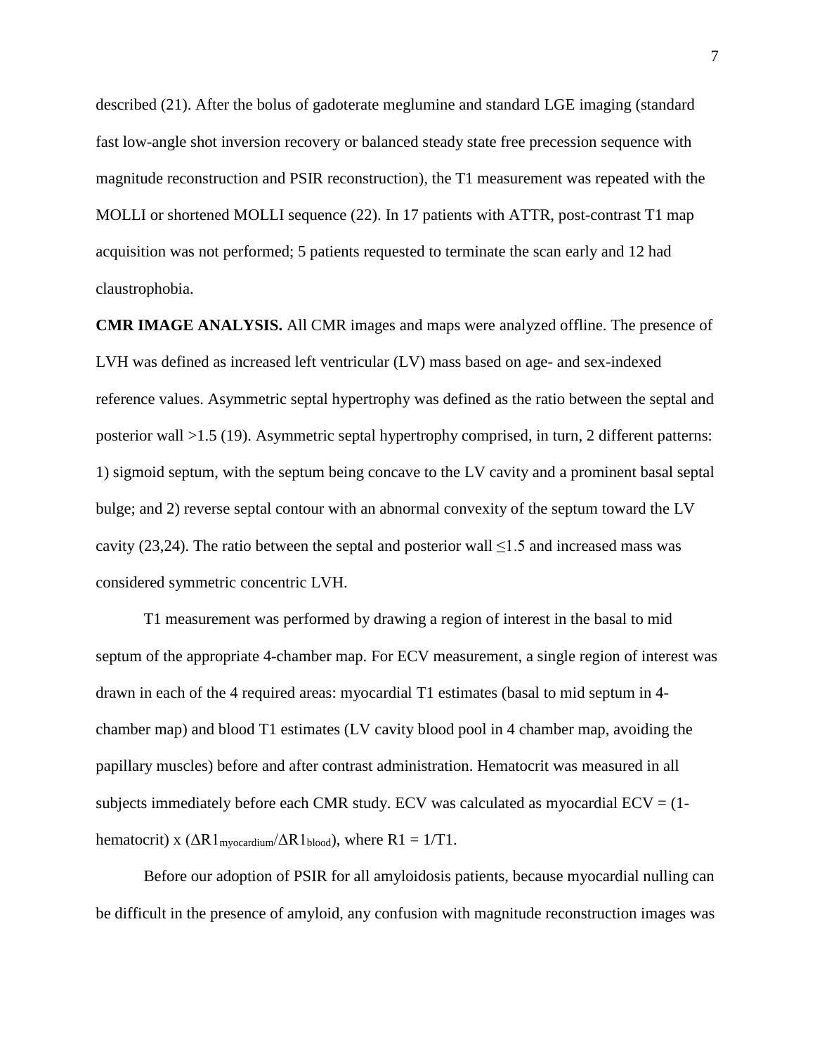described (21). After the bolus of gadoterate meglumine and standard LGE imaging (standard fast low-angle shot inversion recovery or balanced steady state free precession sequence with magnitude reconstruction and PSIR reconstruction), the T1 measurement was repeated with the MOLLI or shortened MOLLI sequence (22). In 17 patients with ATTR, post-contrast T1 map acquisition was not performed; 5 patients requested to terminate the scan early and 12 had claustrophobia.

**CMR IMAGE ANALYSIS.** All CMR images and maps were analyzed offline. The presence of LVH was defined as increased left ventricular (LV) mass based on age- and sex-indexed reference values. Asymmetric septal hypertrophy was defined as the ratio between the septal and posterior wall >1.5 (19). Asymmetric septal hypertrophy comprised, in turn, 2 different patterns: 1) sigmoid septum, with the septum being concave to the LV cavity and a prominent basal septal bulge; and 2) reverse septal contour with an abnormal convexity of the septum toward the LV cavity (23,24). The ratio between the septal and posterior wall ≤1.5 and increased mass was considered symmetric concentric LVH.

T1 measurement was performed by drawing a region of interest in the basal to mid septum of the appropriate 4-chamber map. For ECV measurement, a single region of interest was drawn in each of the 4 required areas: myocardial T1 estimates (basal to mid septum in 4-chamber map) and blood T1 estimates (LV cavity blood pool in 4 chamber map, avoiding the papillary muscles) before and after contrast administration. Hematocrit was measured in all subjects immediately before each CMR study. ECV was calculated as myocardial ECV = (1-hematocrit) x ($\Delta R1_{myocardium}/\Delta R1_{blood}$), where R1 = 1/T1.

Before our adoption of PSIR for all amyloidosis patients, because myocardial nulling can be difficult in the presence of amyloid, any confusion with magnitude reconstruction images was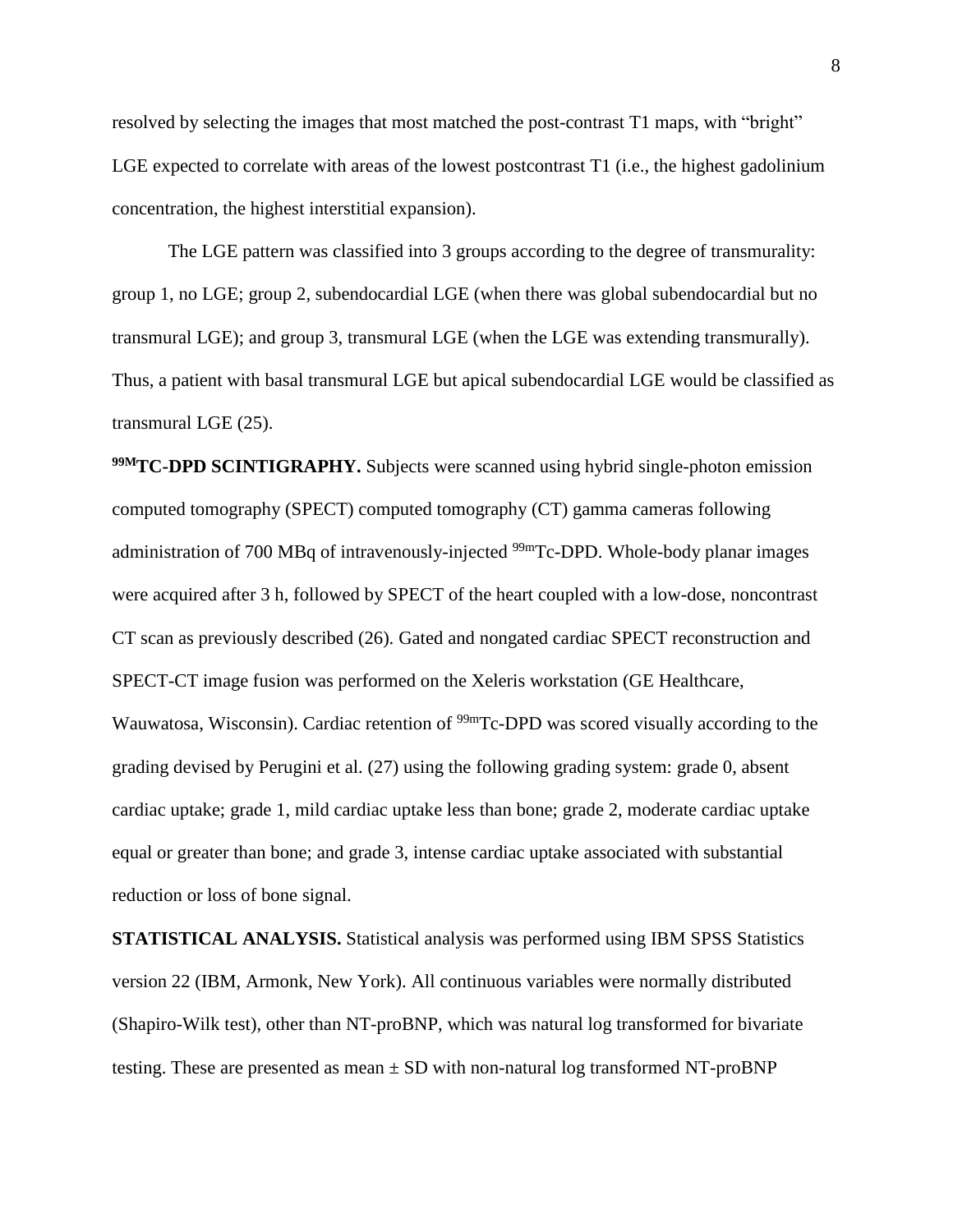resolved by selecting the images that most matched the post-contrast T1 maps, with "bright" LGE expected to correlate with areas of the lowest postcontrast T1 (i.e., the highest gadolinium concentration, the highest interstitial expansion).

The LGE pattern was classified into 3 groups according to the degree of transmurality: group 1, no LGE; group 2, subendocardial LGE (when there was global subendocardial but no transmural LGE); and group 3, transmural LGE (when the LGE was extending transmurally). Thus, a patient with basal transmural LGE but apical subendocardial LGE would be classified as transmural LGE (25).

**$^{99M}$TC-DPD SCINTIGRAPHY.** Subjects were scanned using hybrid single-photon emission computed tomography (SPECT) computed tomography (CT) gamma cameras following administration of 700 MBq of intravenously-injected $^{99m}$Tc-DPD. Whole-body planar images were acquired after 3 h, followed by SPECT of the heart coupled with a low-dose, noncontrast CT scan as previously described (26). Gated and nongated cardiac SPECT reconstruction and SPECT-CT image fusion was performed on the Xeleris workstation (GE Healthcare, Wauwatosa, Wisconsin). Cardiac retention of $^{99m}$Tc-DPD was scored visually according to the grading devised by Perugini et al. (27) using the following grading system: grade 0, absent cardiac uptake; grade 1, mild cardiac uptake less than bone; grade 2, moderate cardiac uptake equal or greater than bone; and grade 3, intense cardiac uptake associated with substantial reduction or loss of bone signal.

**STATISTICAL ANALYSIS.** Statistical analysis was performed using IBM SPSS Statistics version 22 (IBM, Armonk, New York). All continuous variables were normally distributed (Shapiro-Wilk test), other than NT-proBNP, which was natural log transformed for bivariate testing. These are presented as mean ± SD with non-natural log transformed NT-proBNP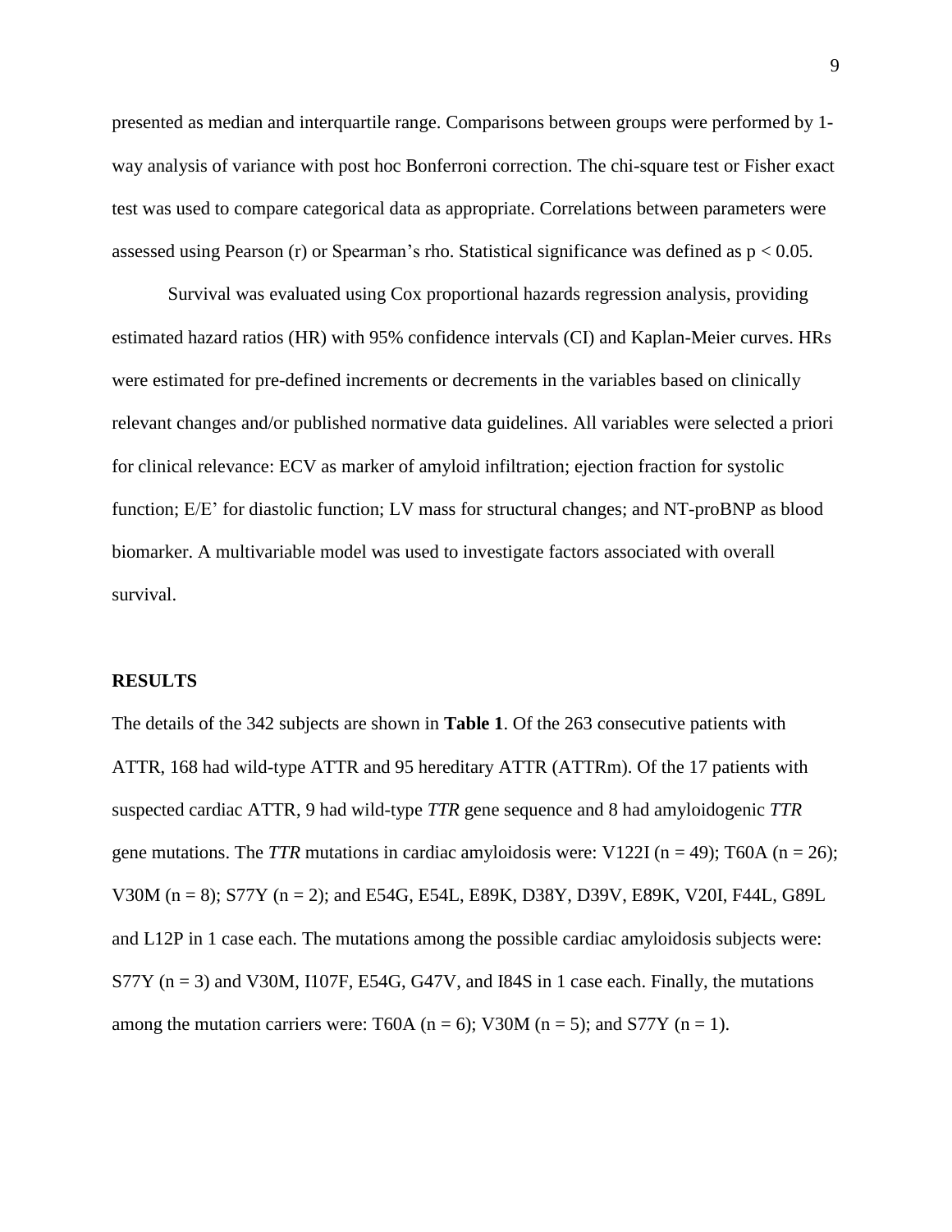presented as median and interquartile range. Comparisons between groups were performed by 1-way analysis of variance with post hoc Bonferroni correction. The chi-square test or Fisher exact test was used to compare categorical data as appropriate. Correlations between parameters were assessed using Pearson (r) or Spearman's rho. Statistical significance was defined as $p < 0.05$.

Survival was evaluated using Cox proportional hazards regression analysis, providing estimated hazard ratios (HR) with 95% confidence intervals (CI) and Kaplan-Meier curves. HRs were estimated for pre-defined increments or decrements in the variables based on clinically relevant changes and/or published normative data guidelines. All variables were selected a priori for clinical relevance: ECV as marker of amyloid infiltration; ejection fraction for systolic function; E/E' for diastolic function; LV mass for structural changes; and NT-proBNP as blood biomarker. A multivariable model was used to investigate factors associated with overall survival.

## RESULTS

The details of the 342 subjects are shown in **Table 1**. Of the 263 consecutive patients with ATTR, 168 had wild-type ATTR and 95 hereditary ATTR (ATTRm). Of the 17 patients with suspected cardiac ATTR, 9 had wild-type *TTR* gene sequence and 8 had amyloidogenic *TTR* gene mutations. The *TTR* mutations in cardiac amyloidosis were: V122I (n = 49); T60A (n = 26); V30M (n = 8); S77Y (n = 2); and E54G, E54L, E89K, D38Y, D39V, E89K, V20I, F44L, G89L and L12P in 1 case each. The mutations among the possible cardiac amyloidosis subjects were: S77Y (n = 3) and V30M, I107F, E54G, G47V, and I84S in 1 case each. Finally, the mutations among the mutation carriers were: T60A (n = 6); V30M (n = 5); and S77Y (n = 1).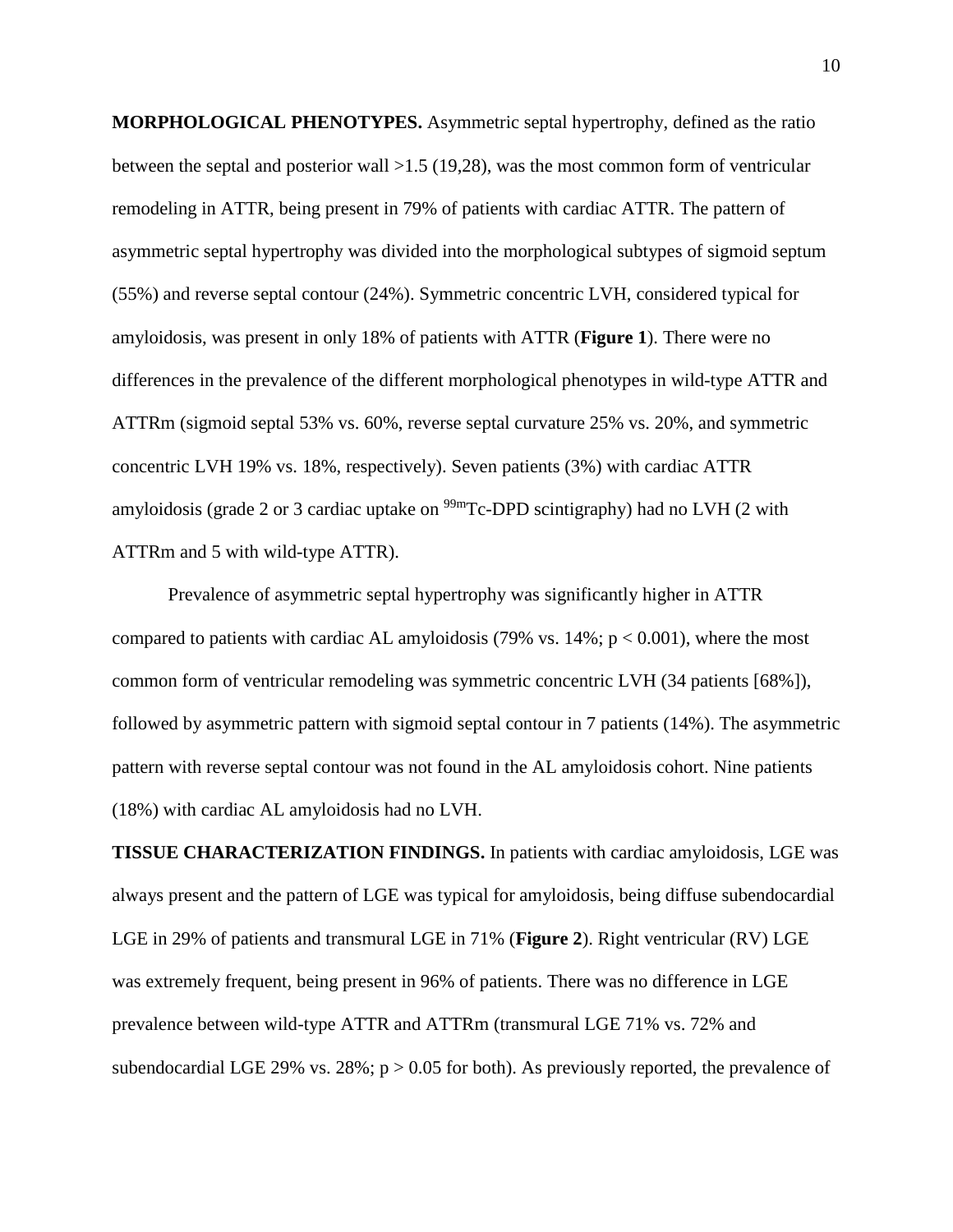**MORPHOLOGICAL PHENOTYPES.** Asymmetric septal hypertrophy, defined as the ratio between the septal and posterior wall >1.5 (19,28), was the most common form of ventricular remodeling in ATTR, being present in 79% of patients with cardiac ATTR. The pattern of asymmetric septal hypertrophy was divided into the morphological subtypes of sigmoid septum (55%) and reverse septal contour (24%). Symmetric concentric LVH, considered typical for amyloidosis, was present in only 18% of patients with ATTR (**Figure 1**). There were no differences in the prevalence of the different morphological phenotypes in wild-type ATTR and ATTRm (sigmoid septal 53% vs. 60%, reverse septal curvature 25% vs. 20%, and symmetric concentric LVH 19% vs. 18%, respectively). Seven patients (3%) with cardiac ATTR amyloidosis (grade 2 or 3 cardiac uptake on $^{99m}$Tc-DPD scintigraphy) had no LVH (2 with ATTRm and 5 with wild-type ATTR).

Prevalence of asymmetric septal hypertrophy was significantly higher in ATTR compared to patients with cardiac AL amyloidosis (79% vs. 14%; $p < 0.001$), where the most common form of ventricular remodeling was symmetric concentric LVH (34 patients [68%]), followed by asymmetric pattern with sigmoid septal contour in 7 patients (14%). The asymmetric pattern with reverse septal contour was not found in the AL amyloidosis cohort. Nine patients (18%) with cardiac AL amyloidosis had no LVH.

**TISSUE CHARACTERIZATION FINDINGS.** In patients with cardiac amyloidosis, LGE was always present and the pattern of LGE was typical for amyloidosis, being diffuse subendocardial LGE in 29% of patients and transmural LGE in 71% (**Figure 2**). Right ventricular (RV) LGE was extremely frequent, being present in 96% of patients. There was no difference in LGE prevalence between wild-type ATTR and ATTRm (transmural LGE 71% vs. 72% and subendocardial LGE 29% vs. 28%; $p > 0.05$ for both). As previously reported, the prevalence of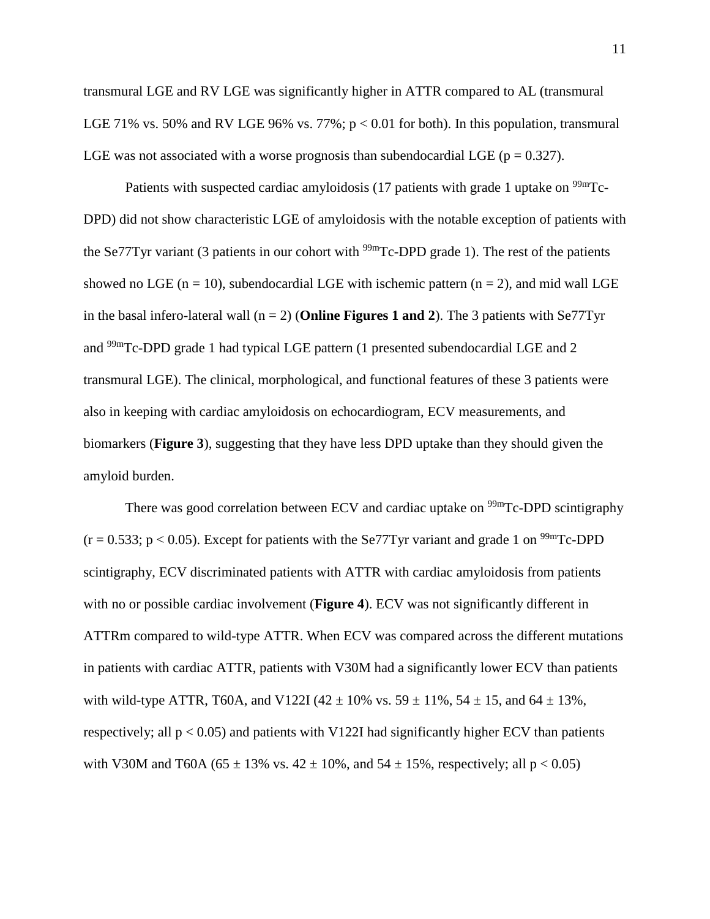transmural LGE and RV LGE was significantly higher in ATTR compared to AL (transmural LGE 71% vs. 50% and RV LGE 96% vs. 77%; $p < 0.01$ for both). In this population, transmural LGE was not associated with a worse prognosis than subendocardial LGE ($p = 0.327$).

Patients with suspected cardiac amyloidosis (17 patients with grade 1 uptake on $^{99m}$Tc-DPD) did not show characteristic LGE of amyloidosis with the notable exception of patients with the Se77Tyr variant (3 patients in our cohort with $^{99m}$Tc-DPD grade 1). The rest of the patients showed no LGE ($n = 10$), subendocardial LGE with ischemic pattern ($n = 2$), and mid wall LGE in the basal infero-lateral wall ($n = 2$) (**Online Figures 1 and 2**). The 3 patients with Se77Tyr and $^{99m}$Tc-DPD grade 1 had typical LGE pattern (1 presented subendocardial LGE and 2 transmural LGE). The clinical, morphological, and functional features of these 3 patients were also in keeping with cardiac amyloidosis on echocardiogram, ECV measurements, and biomarkers (**Figure 3**), suggesting that they have less DPD uptake than they should given the amyloid burden.

There was good correlation between ECV and cardiac uptake on $^{99m}$Tc-DPD scintigraphy ($r = 0.533$; $p < 0.05$). Except for patients with the Se77Tyr variant and grade 1 on $^{99m}$Tc-DPD scintigraphy, ECV discriminated patients with ATTR with cardiac amyloidosis from patients with no or possible cardiac involvement (**Figure 4**). ECV was not significantly different in ATTRm compared to wild-type ATTR. When ECV was compared across the different mutations in patients with cardiac ATTR, patients with V30M had a significantly lower ECV than patients with wild-type ATTR, T60A, and V122I ($42 \pm 10\%$ vs. $59 \pm 11\%$, $54 \pm 15$, and $64 \pm 13\%$, respectively; all $p < 0.05$) and patients with V122I had significantly higher ECV than patients with V30M and T60A ($65 \pm 13\%$ vs. $42 \pm 10\%$, and $54 \pm 15\%$, respectively; all $p < 0.05$)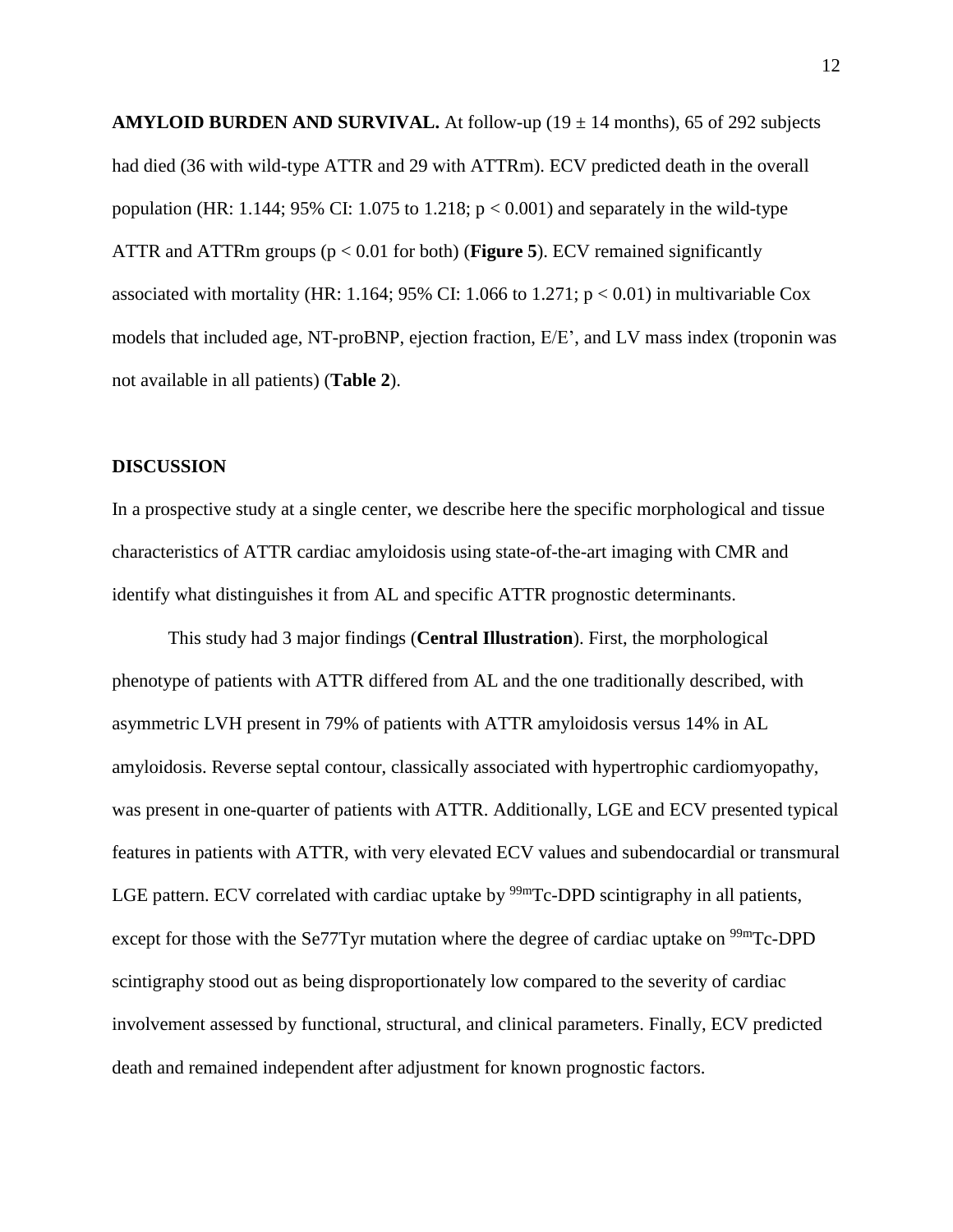**AMYLOID BURDEN AND SURVIVAL.** At follow-up (19 ± 14 months), 65 of 292 subjects had died (36 with wild-type ATTR and 29 with ATTRm). ECV predicted death in the overall population (HR: 1.144; 95% CI: 1.075 to 1.218; $p < 0.001$) and separately in the wild-type ATTR and ATTRm groups ($p < 0.01$ for both) (**Figure 5**). ECV remained significantly associated with mortality (HR: 1.164; 95% CI: 1.066 to 1.271; $p < 0.01$) in multivariable Cox models that included age, NT-proBNP, ejection fraction, E/E', and LV mass index (troponin was not available in all patients) (**Table 2**).

## DISCUSSION

In a prospective study at a single center, we describe here the specific morphological and tissue characteristics of ATTR cardiac amyloidosis using state-of-the-art imaging with CMR and identify what distinguishes it from AL and specific ATTR prognostic determinants.

This study had 3 major findings (**Central Illustration**). First, the morphological phenotype of patients with ATTR differed from AL and the one traditionally described, with asymmetric LVH present in 79% of patients with ATTR amyloidosis versus 14% in AL amyloidosis. Reverse septal contour, classically associated with hypertrophic cardiomyopathy, was present in one-quarter of patients with ATTR. Additionally, LGE and ECV presented typical features in patients with ATTR, with very elevated ECV values and subendocardial or transmural LGE pattern. ECV correlated with cardiac uptake by $^{99m}$Tc-DPD scintigraphy in all patients, except for those with the Se77Tyr mutation where the degree of cardiac uptake on $^{99m}$Tc-DPD scintigraphy stood out as being disproportionately low compared to the severity of cardiac involvement assessed by functional, structural, and clinical parameters. Finally, ECV predicted death and remained independent after adjustment for known prognostic factors.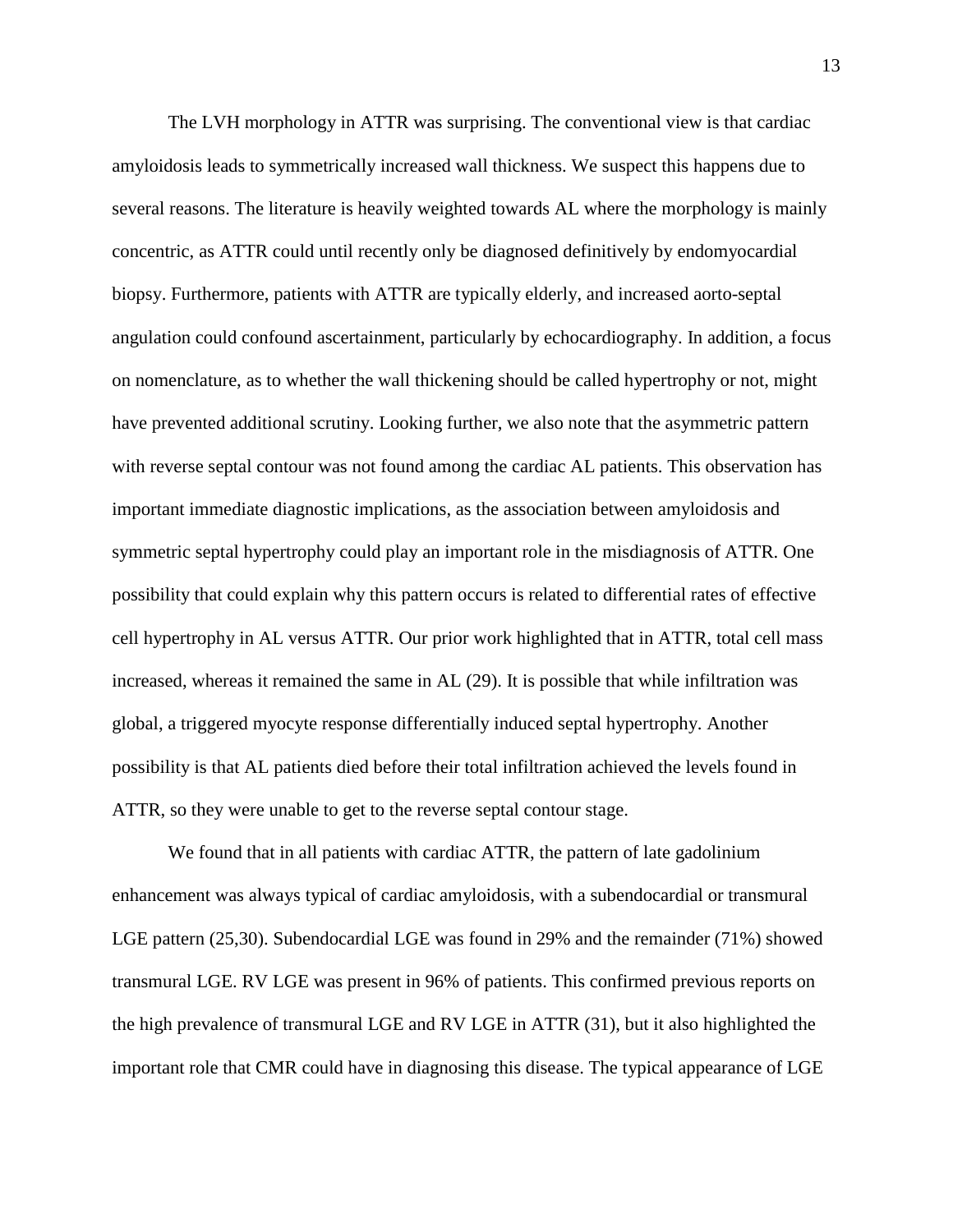The LVH morphology in ATTR was surprising. The conventional view is that cardiac amyloidosis leads to symmetrically increased wall thickness. We suspect this happens due to several reasons. The literature is heavily weighted towards AL where the morphology is mainly concentric, as ATTR could until recently only be diagnosed definitively by endomyocardial biopsy. Furthermore, patients with ATTR are typically elderly, and increased aorto-septal angulation could confound ascertainment, particularly by echocardiography. In addition, a focus on nomenclature, as to whether the wall thickening should be called hypertrophy or not, might have prevented additional scrutiny. Looking further, we also note that the asymmetric pattern with reverse septal contour was not found among the cardiac AL patients. This observation has important immediate diagnostic implications, as the association between amyloidosis and symmetric septal hypertrophy could play an important role in the misdiagnosis of ATTR. One possibility that could explain why this pattern occurs is related to differential rates of effective cell hypertrophy in AL versus ATTR. Our prior work highlighted that in ATTR, total cell mass increased, whereas it remained the same in AL (29). It is possible that while infiltration was global, a triggered myocyte response differentially induced septal hypertrophy. Another possibility is that AL patients died before their total infiltration achieved the levels found in ATTR, so they were unable to get to the reverse septal contour stage.

We found that in all patients with cardiac ATTR, the pattern of late gadolinium enhancement was always typical of cardiac amyloidosis, with a subendocardial or transmural LGE pattern (25,30). Subendocardial LGE was found in 29% and the remainder (71%) showed transmural LGE. RV LGE was present in 96% of patients. This confirmed previous reports on the high prevalence of transmural LGE and RV LGE in ATTR (31), but it also highlighted the important role that CMR could have in diagnosing this disease. The typical appearance of LGE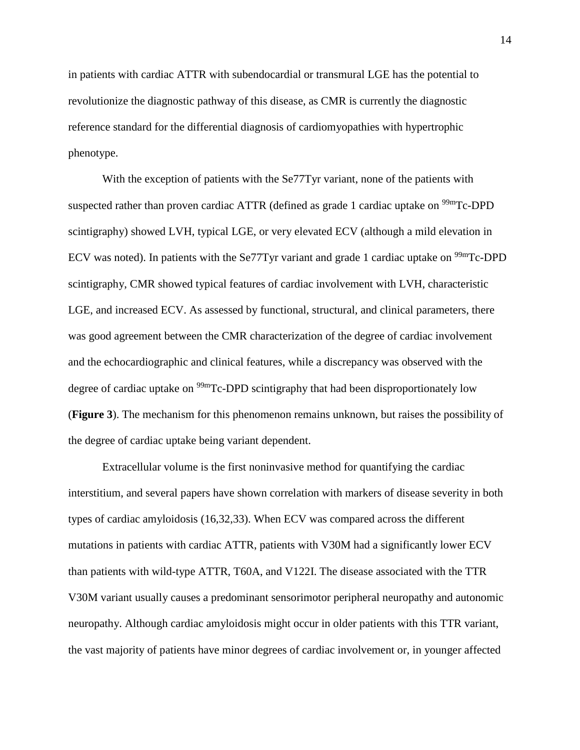in patients with cardiac ATTR with subendocardial or transmural LGE has the potential to revolutionize the diagnostic pathway of this disease, as CMR is currently the diagnostic reference standard for the differential diagnosis of cardiomyopathies with hypertrophic phenotype.

With the exception of patients with the Se77Tyr variant, none of the patients with suspected rather than proven cardiac ATTR (defined as grade 1 cardiac uptake on $^{99m}$Tc-DPD scintigraphy) showed LVH, typical LGE, or very elevated ECV (although a mild elevation in ECV was noted). In patients with the Se77Tyr variant and grade 1 cardiac uptake on $^{99m}$Tc-DPD scintigraphy, CMR showed typical features of cardiac involvement with LVH, characteristic LGE, and increased ECV. As assessed by functional, structural, and clinical parameters, there was good agreement between the CMR characterization of the degree of cardiac involvement and the echocardiographic and clinical features, while a discrepancy was observed with the degree of cardiac uptake on $^{99m}$Tc-DPD scintigraphy that had been disproportionately low (**Figure 3**). The mechanism for this phenomenon remains unknown, but raises the possibility of the degree of cardiac uptake being variant dependent.

Extracellular volume is the first noninvasive method for quantifying the cardiac interstitium, and several papers have shown correlation with markers of disease severity in both types of cardiac amyloidosis (16,32,33). When ECV was compared across the different mutations in patients with cardiac ATTR, patients with V30M had a significantly lower ECV than patients with wild-type ATTR, T60A, and V122I. The disease associated with the TTR V30M variant usually causes a predominant sensorimotor peripheral neuropathy and autonomic neuropathy. Although cardiac amyloidosis might occur in older patients with this TTR variant, the vast majority of patients have minor degrees of cardiac involvement or, in younger affected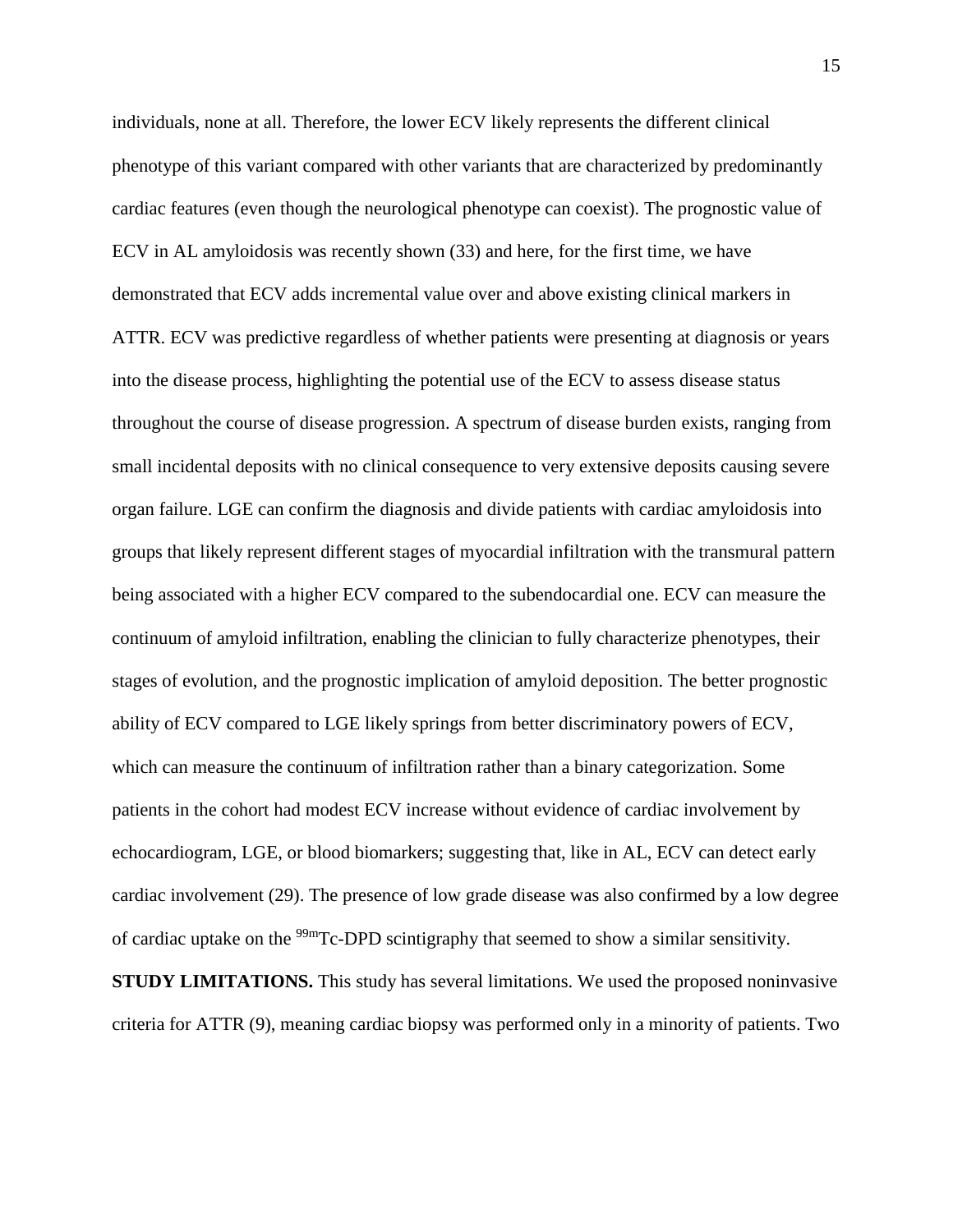individuals, none at all. Therefore, the lower ECV likely represents the different clinical phenotype of this variant compared with other variants that are characterized by predominantly cardiac features (even though the neurological phenotype can coexist). The prognostic value of ECV in AL amyloidosis was recently shown (33) and here, for the first time, we have demonstrated that ECV adds incremental value over and above existing clinical markers in ATTR. ECV was predictive regardless of whether patients were presenting at diagnosis or years into the disease process, highlighting the potential use of the ECV to assess disease status throughout the course of disease progression. A spectrum of disease burden exists, ranging from small incidental deposits with no clinical consequence to very extensive deposits causing severe organ failure. LGE can confirm the diagnosis and divide patients with cardiac amyloidosis into groups that likely represent different stages of myocardial infiltration with the transmural pattern being associated with a higher ECV compared to the subendocardial one. ECV can measure the continuum of amyloid infiltration, enabling the clinician to fully characterize phenotypes, their stages of evolution, and the prognostic implication of amyloid deposition. The better prognostic ability of ECV compared to LGE likely springs from better discriminatory powers of ECV, which can measure the continuum of infiltration rather than a binary categorization. Some patients in the cohort had modest ECV increase without evidence of cardiac involvement by echocardiogram, LGE, or blood biomarkers; suggesting that, like in AL, ECV can detect early cardiac involvement (29). The presence of low grade disease was also confirmed by a low degree of cardiac uptake on the $^{99m}$Tc-DPD scintigraphy that seemed to show a similar sensitivity.

**STUDY LIMITATIONS.** This study has several limitations. We used the proposed noninvasive criteria for ATTR (9), meaning cardiac biopsy was performed only in a minority of patients. Two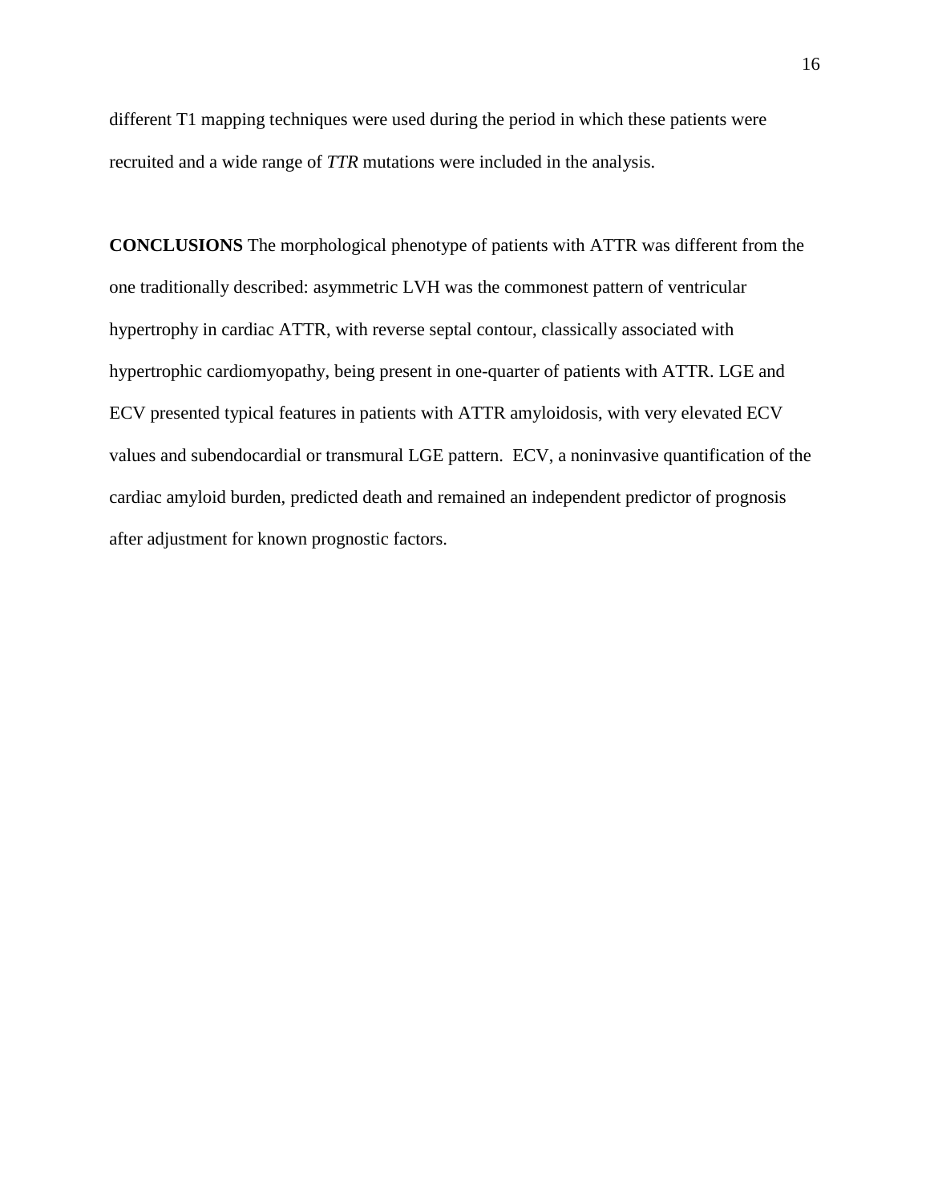different T1 mapping techniques were used during the period in which these patients were recruited and a wide range of *TTR* mutations were included in the analysis.

**CONCLUSIONS** The morphological phenotype of patients with ATTR was different from the one traditionally described: asymmetric LVH was the commonest pattern of ventricular hypertrophy in cardiac ATTR, with reverse septal contour, classically associated with hypertrophic cardiomyopathy, being present in one-quarter of patients with ATTR. LGE and ECV presented typical features in patients with ATTR amyloidosis, with very elevated ECV values and subendocardial or transmural LGE pattern. ECV, a noninvasive quantification of the cardiac amyloid burden, predicted death and remained an independent predictor of prognosis after adjustment for known prognostic factors.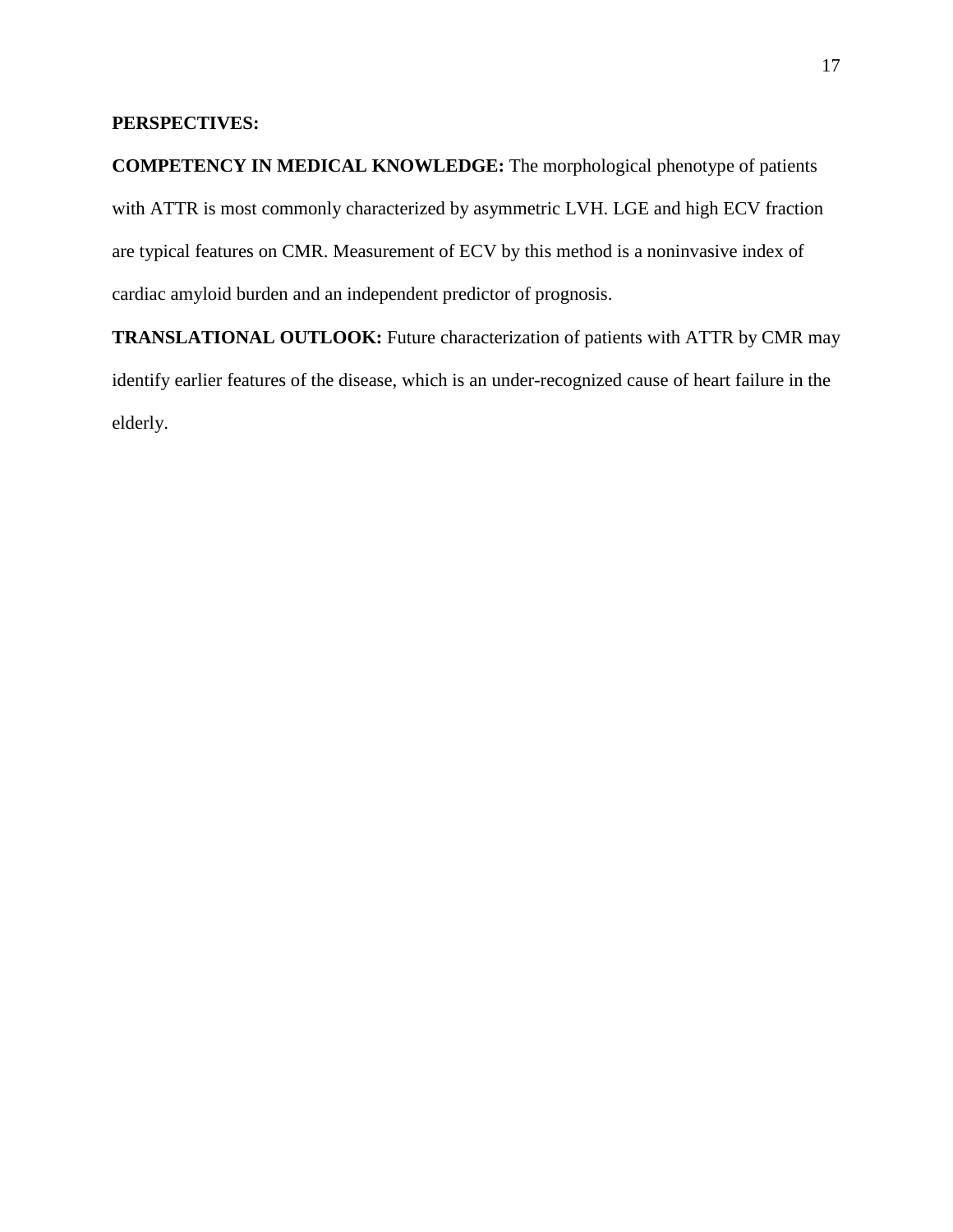**PERSPECTIVES:**

**COMPETENCY IN MEDICAL KNOWLEDGE:** The morphological phenotype of patients with ATTR is most commonly characterized by asymmetric LVH. LGE and high ECV fraction are typical features on CMR. Measurement of ECV by this method is a noninvasive index of cardiac amyloid burden and an independent predictor of prognosis.

**TRANSLATIONAL OUTLOOK:** Future characterization of patients with ATTR by CMR may identify earlier features of the disease, which is an under-recognized cause of heart failure in the elderly.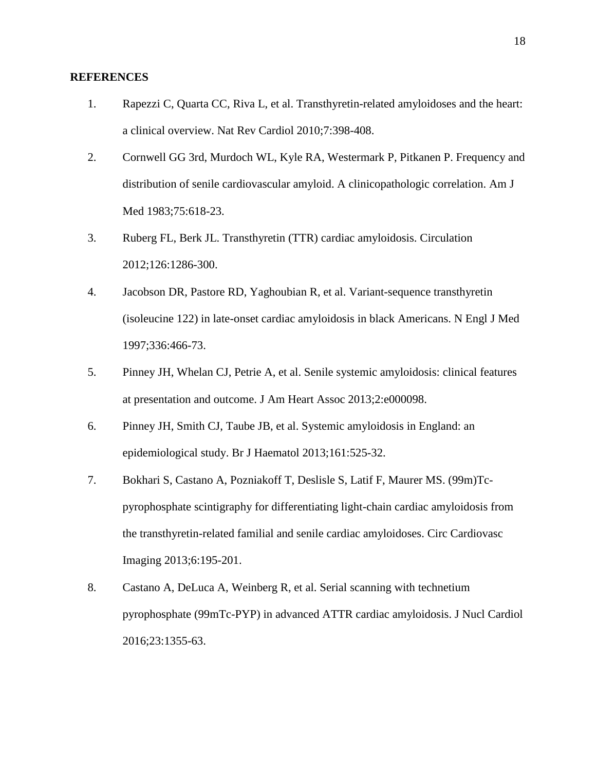## REFERENCES

1. Rapezzi C, Quarta CC, Riva L, et al. Transthyretin-related amyloidoses and the heart: a clinical overview. Nat Rev Cardiol 2010;7:398-408.
2. Cornwell GG 3rd, Murdoch WL, Kyle RA, Westermark P, Pitkanen P. Frequency and distribution of senile cardiovascular amyloid. A clinicopathologic correlation. Am J Med 1983;75:618-23.
3. Ruberg FL, Berk JL. Transthyretin (TTR) cardiac amyloidosis. Circulation 2012;126:1286-300.
4. Jacobson DR, Pastore RD, Yaghoubian R, et al. Variant-sequence transthyretin (isoleucine 122) in late-onset cardiac amyloidosis in black Americans. N Engl J Med 1997;336:466-73.
5. Pinney JH, Whelan CJ, Petrie A, et al. Senile systemic amyloidosis: clinical features at presentation and outcome. J Am Heart Assoc 2013;2:e000098.
6. Pinney JH, Smith CJ, Taube JB, et al. Systemic amyloidosis in England: an epidemiological study. Br J Haematol 2013;161:525-32.
7. Bokhari S, Castano A, Pozniakoff T, Deslisle S, Latif F, Maurer MS. (99m)Tc-pyrophosphate scintigraphy for differentiating light-chain cardiac amyloidosis from the transthyretin-related familial and senile cardiac amyloidoses. Circ Cardiovasc Imaging 2013;6:195-201.
8. Castano A, DeLuca A, Weinberg R, et al. Serial scanning with technetium pyrophosphate (99mTc-PYP) in advanced ATTR cardiac amyloidosis. J Nucl Cardiol 2016;23:1355-63.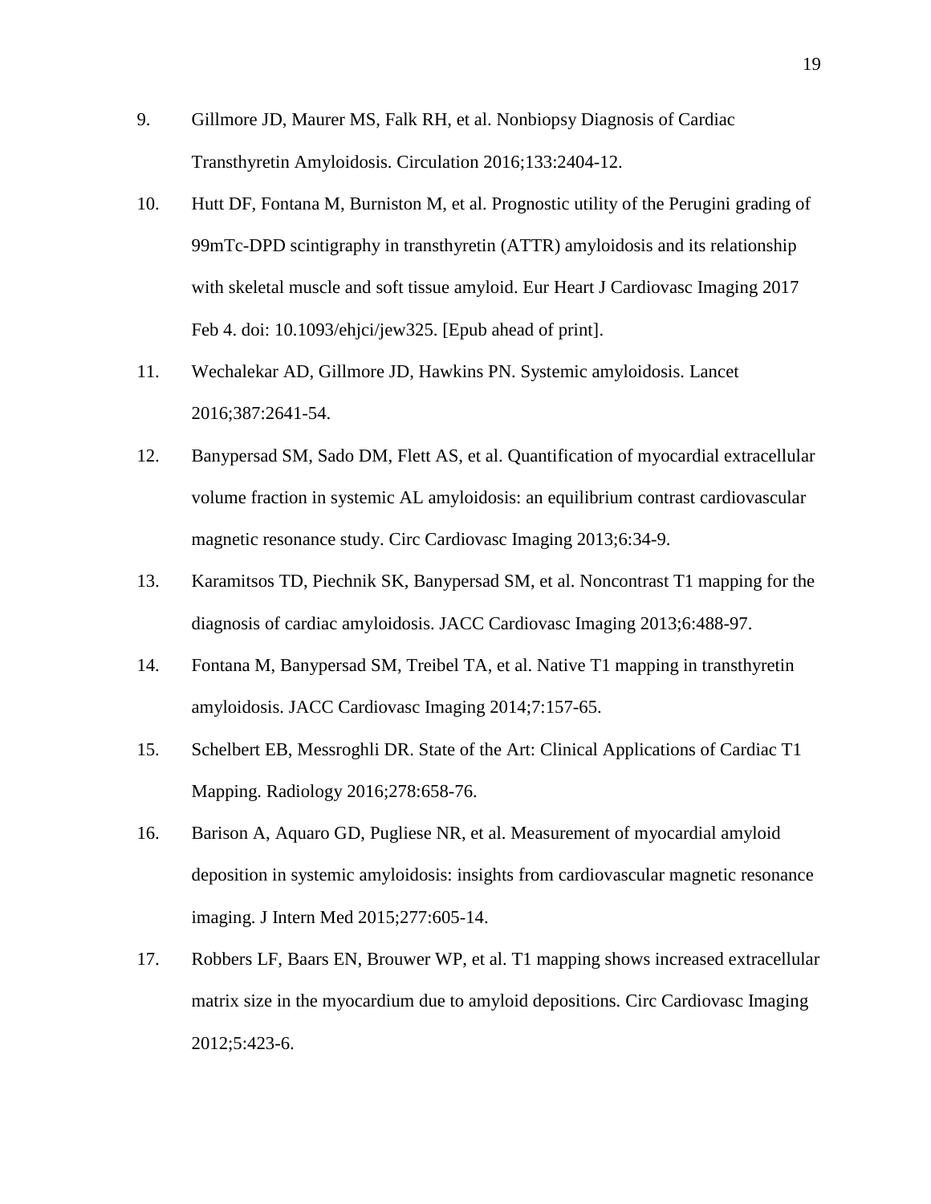9. Gillmore JD, Maurer MS, Falk RH, et al. Nonbiopsy Diagnosis of Cardiac Transthyretin Amyloidosis. Circulation 2016;133:2404-12.
10. Hutt DF, Fontana M, Burniston M, et al. Prognostic utility of the Perugini grading of 99mTc-DPD scintigraphy in transthyretin (ATTR) amyloidosis and its relationship with skeletal muscle and soft tissue amyloid. Eur Heart J Cardiovasc Imaging 2017 Feb 4. doi: 10.1093/ehjci/jew325. [Epub ahead of print].
11. Wechalekar AD, Gillmore JD, Hawkins PN. Systemic amyloidosis. Lancet 2016;387:2641-54.
12. Banypersad SM, Sado DM, Flett AS, et al. Quantification of myocardial extracellular volume fraction in systemic AL amyloidosis: an equilibrium contrast cardiovascular magnetic resonance study. Circ Cardiovasc Imaging 2013;6:34-9.
13. Karamitsos TD, Piechnik SK, Banypersad SM, et al. Noncontrast T1 mapping for the diagnosis of cardiac amyloidosis. JACC Cardiovasc Imaging 2013;6:488-97.
14. Fontana M, Banypersad SM, Treibel TA, et al. Native T1 mapping in transthyretin amyloidosis. JACC Cardiovasc Imaging 2014;7:157-65.
15. Schelbert EB, Messroghli DR. State of the Art: Clinical Applications of Cardiac T1 Mapping. Radiology 2016;278:658-76.
16. Barison A, Aquaro GD, Pugliese NR, et al. Measurement of myocardial amyloid deposition in systemic amyloidosis: insights from cardiovascular magnetic resonance imaging. J Intern Med 2015;277:605-14.
17. Robbers LF, Baars EN, Brouwer WP, et al. T1 mapping shows increased extracellular matrix size in the myocardium due to amyloid depositions. Circ Cardiovasc Imaging 2012;5:423-6.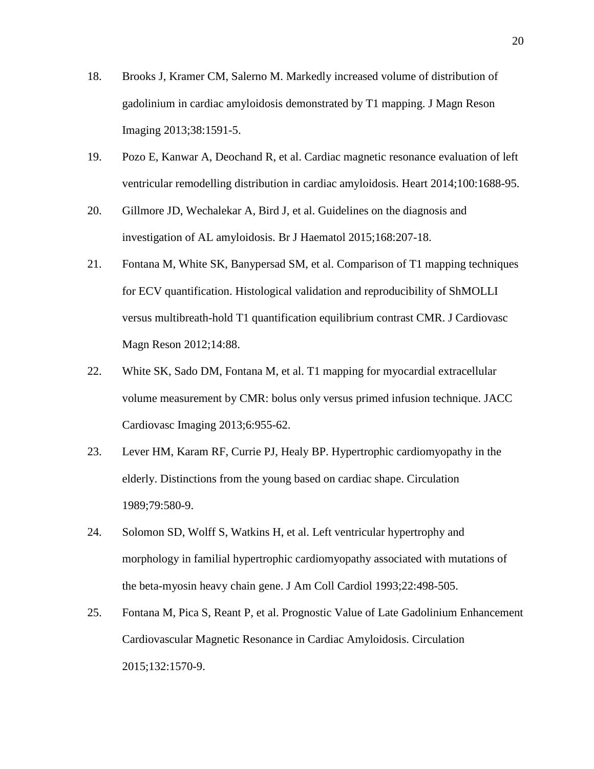18. Brooks J, Kramer CM, Salerno M. Markedly increased volume of distribution of gadolinium in cardiac amyloidosis demonstrated by T1 mapping. J Magn Reson Imaging 2013;38:1591-5.

19. Pozo E, Kanwar A, Deochand R, et al. Cardiac magnetic resonance evaluation of left ventricular remodelling distribution in cardiac amyloidosis. Heart 2014;100:1688-95.

20. Gillmore JD, Wechalekar A, Bird J, et al. Guidelines on the diagnosis and investigation of AL amyloidosis. Br J Haematol 2015;168:207-18.

21. Fontana M, White SK, Banypersad SM, et al. Comparison of T1 mapping techniques for ECV quantification. Histological validation and reproducibility of ShMOLLI versus multibreath-hold T1 quantification equilibrium contrast CMR. J Cardiovasc Magn Reson 2012;14:88.

22. White SK, Sado DM, Fontana M, et al. T1 mapping for myocardial extracellular volume measurement by CMR: bolus only versus primed infusion technique. JACC Cardiovasc Imaging 2013;6:955-62.

23. Lever HM, Karam RF, Currie PJ, Healy BP. Hypertrophic cardiomyopathy in the elderly. Distinctions from the young based on cardiac shape. Circulation 1989;79:580-9.

24. Solomon SD, Wolff S, Watkins H, et al. Left ventricular hypertrophy and morphology in familial hypertrophic cardiomyopathy associated with mutations of the beta-myosin heavy chain gene. J Am Coll Cardiol 1993;22:498-505.

25. Fontana M, Pica S, Reant P, et al. Prognostic Value of Late Gadolinium Enhancement Cardiovascular Magnetic Resonance in Cardiac Amyloidosis. Circulation 2015;132:1570-9.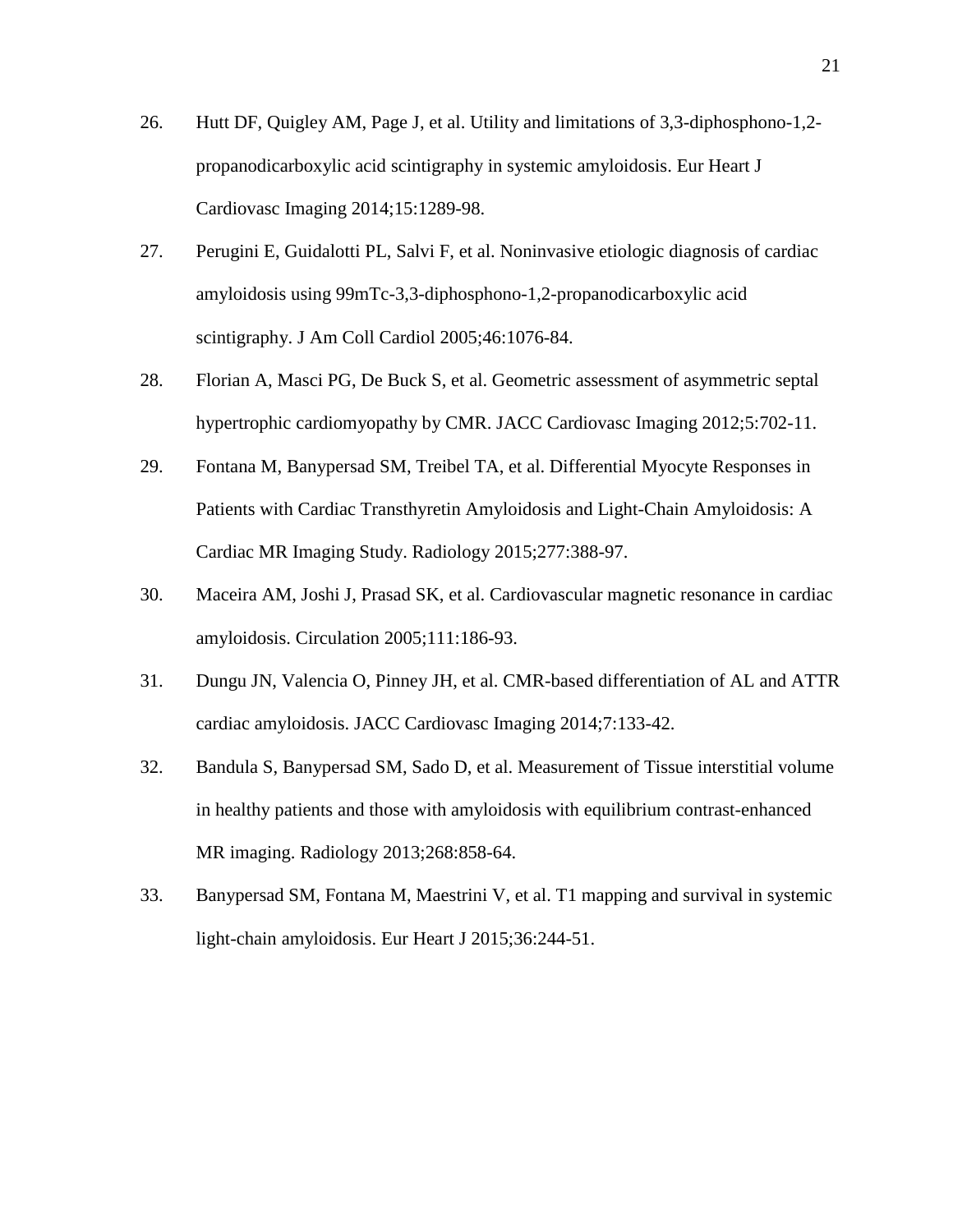26. Hutt DF, Quigley AM, Page J, et al. Utility and limitations of 3,3-diphosphono-1,2-propanodicarboxylic acid scintigraphy in systemic amyloidosis. Eur Heart J Cardiovasc Imaging 2014;15:1289-98.

27. Perugini E, Guidalotti PL, Salvi F, et al. Noninvasive etiologic diagnosis of cardiac amyloidosis using 99mTc-3,3-diphosphono-1,2-propanodicarboxylic acid scintigraphy. J Am Coll Cardiol 2005;46:1076-84.

28. Florian A, Masci PG, De Buck S, et al. Geometric assessment of asymmetric septal hypertrophic cardiomyopathy by CMR. JACC Cardiovasc Imaging 2012;5:702-11.

29. Fontana M, Banypersad SM, Treibel TA, et al. Differential Myocyte Responses in Patients with Cardiac Transthyretin Amyloidosis and Light-Chain Amyloidosis: A Cardiac MR Imaging Study. Radiology 2015;277:388-97.

30. Maceira AM, Joshi J, Prasad SK, et al. Cardiovascular magnetic resonance in cardiac amyloidosis. Circulation 2005;111:186-93.

31. Dungu JN, Valencia O, Pinney JH, et al. CMR-based differentiation of AL and ATTR cardiac amyloidosis. JACC Cardiovasc Imaging 2014;7:133-42.

32. Bandula S, Banypersad SM, Sado D, et al. Measurement of Tissue interstitial volume in healthy patients and those with amyloidosis with equilibrium contrast-enhanced MR imaging. Radiology 2013;268:858-64.

33. Banypersad SM, Fontana M, Maestrini V, et al. T1 mapping and survival in systemic light-chain amyloidosis. Eur Heart J 2015;36:244-51.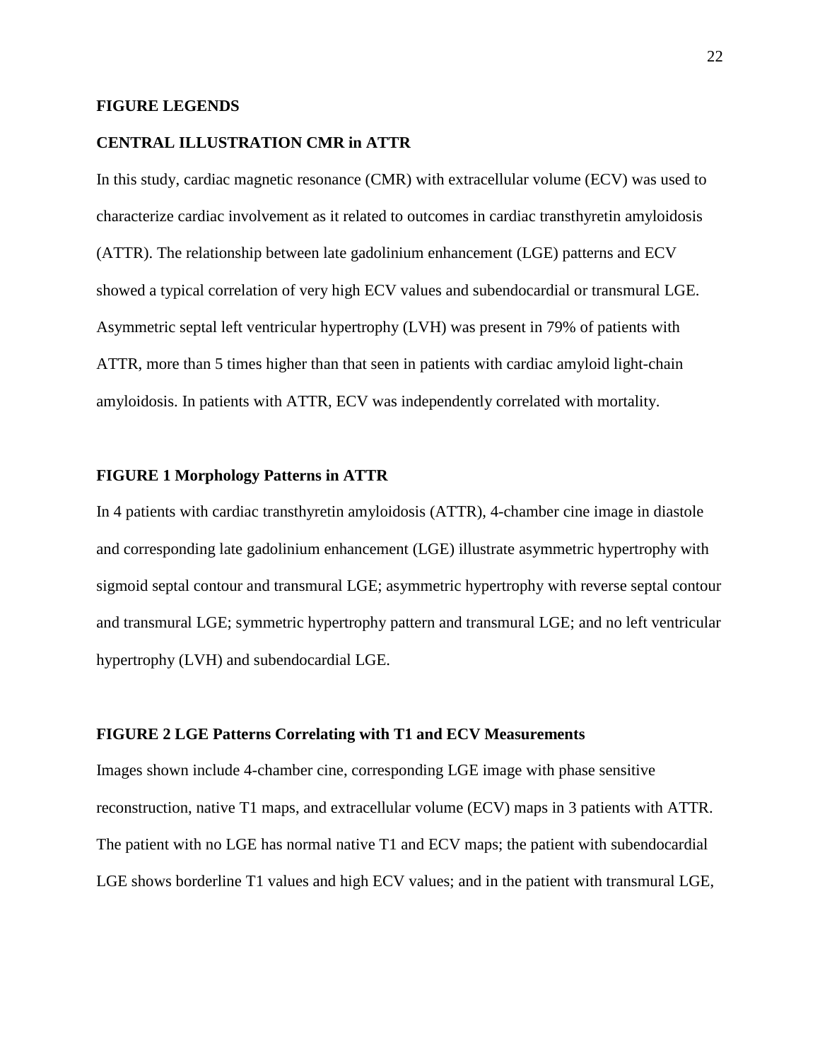## FIGURE LEGENDS

### CENTRAL ILLUSTRATION CMR in ATTR

In this study, cardiac magnetic resonance (CMR) with extracellular volume (ECV) was used to characterize cardiac involvement as it related to outcomes in cardiac transthyretin amyloidosis (ATTR). The relationship between late gadolinium enhancement (LGE) patterns and ECV showed a typical correlation of very high ECV values and subendocardial or transmural LGE. Asymmetric septal left ventricular hypertrophy (LVH) was present in 79% of patients with ATTR, more than 5 times higher than that seen in patients with cardiac amyloid light-chain amyloidosis. In patients with ATTR, ECV was independently correlated with mortality.

### FIGURE 1 Morphology Patterns in ATTR

In 4 patients with cardiac transthyretin amyloidosis (ATTR), 4-chamber cine image in diastole and corresponding late gadolinium enhancement (LGE) illustrate asymmetric hypertrophy with sigmoid septal contour and transmural LGE; asymmetric hypertrophy with reverse septal contour and transmural LGE; symmetric hypertrophy pattern and transmural LGE; and no left ventricular hypertrophy (LVH) and subendocardial LGE.

### FIGURE 2 LGE Patterns Correlating with T1 and ECV Measurements

Images shown include 4-chamber cine, corresponding LGE image with phase sensitive reconstruction, native T1 maps, and extracellular volume (ECV) maps in 3 patients with ATTR. The patient with no LGE has normal native T1 and ECV maps; the patient with subendocardial LGE shows borderline T1 values and high ECV values; and in the patient with transmural LGE,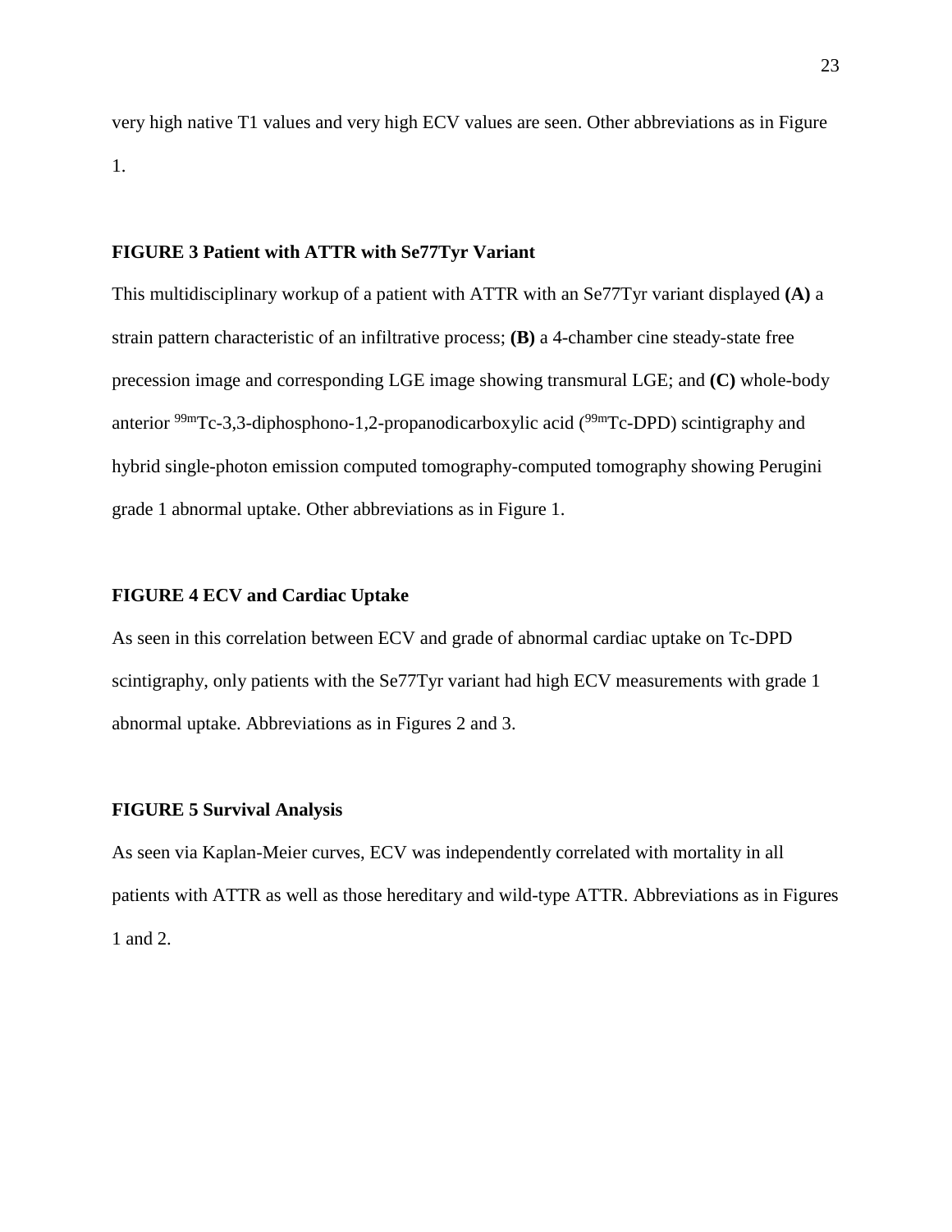very high native T1 values and very high ECV values are seen. Other abbreviations as in Figure 1.

**FIGURE 3 Patient with ATTR with Se77Tyr Variant**

This multidisciplinary workup of a patient with ATTR with an Se77Tyr variant displayed **(A)** a strain pattern characteristic of an infiltrative process; **(B)** a 4-chamber cine steady-state free precession image and corresponding LGE image showing transmural LGE; and **(C)** whole-body anterior $^{99m}$Tc-3,3-diphosphono-1,2-propanodicarboxylic acid ($^{99m}$Tc-DPD) scintigraphy and hybrid single-photon emission computed tomography-computed tomography showing Perugini grade 1 abnormal uptake. Other abbreviations as in Figure 1.

**FIGURE 4 ECV and Cardiac Uptake**

As seen in this correlation between ECV and grade of abnormal cardiac uptake on Tc-DPD scintigraphy, only patients with the Se77Tyr variant had high ECV measurements with grade 1 abnormal uptake. Abbreviations as in Figures 2 and 3.

**FIGURE 5 Survival Analysis**

As seen via Kaplan-Meier curves, ECV was independently correlated with mortality in all patients with ATTR as well as those hereditary and wild-type ATTR. Abbreviations as in Figures 1 and 2.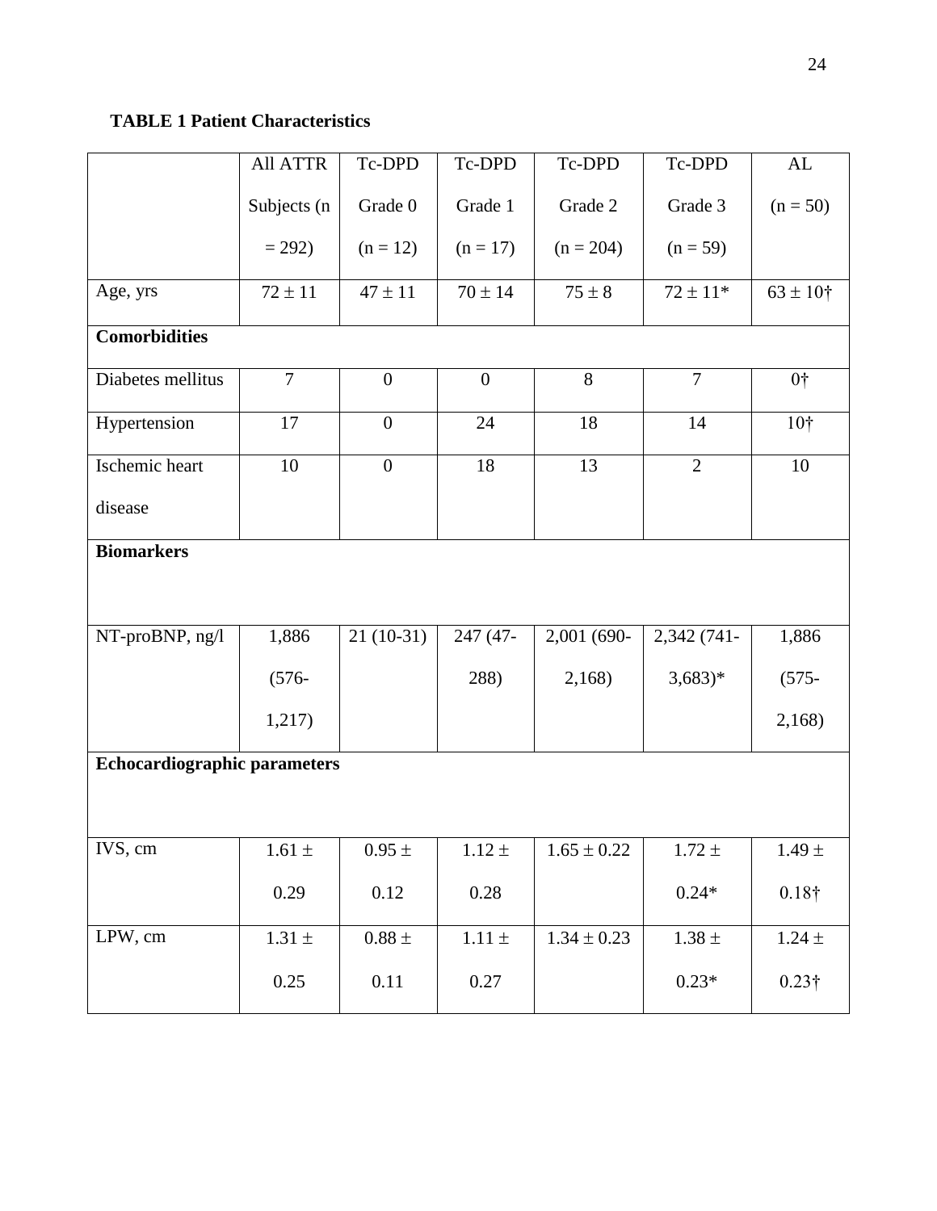**TABLE 1 Patient Characteristics**

| | All ATTR Subjects (n = 292) | Tc-DPD Grade 0 (n = 12) | Tc-DPD Grade 1 (n = 17) | Tc-DPD Grade 2 (n = 204) | Tc-DPD Grade 3 (n = 59) | AL (n = 50) |
|---|---|---|---|---|---|---|
| Age, yrs | 72 ± 11 | 47 ± 11 | 70 ± 14 | 75 ± 8 | 72 ± 11* | 63 ± 10† |
| **Comorbidities** | | | | | | |
| Diabetes mellitus | 7 | 0 | 0 | 8 | 7 | 0† |
| Hypertension | 17 | 0 | 24 | 18 | 14 | 10† |
| Ischemic heart disease | 10 | 0 | 18 | 13 | 2 | 10 |
| **Biomarkers** | | | | | | |
| NT-proBNP, ng/l | 1,886 (576-1,217) | 21 (10-31) | 247 (47-288) | 2,001 (690-2,168) | 2,342 (741-3,683)* | 1,886 (575-2,168) |
| **Echocardiographic parameters** | | | | | | |
| IVS, cm | 1.61 ± 0.29 | 0.95 ± 0.12 | 1.12 ± 0.28 | 1.65 ± 0.22 | 1.72 ± 0.24* | 1.49 ± 0.18† |
| LPW, cm | 1.31 ± 0.25 | 0.88 ± 0.11 | 1.11 ± 0.27 | 1.34 ± 0.23 | 1.38 ± 0.23* | 1.24 ± 0.23† |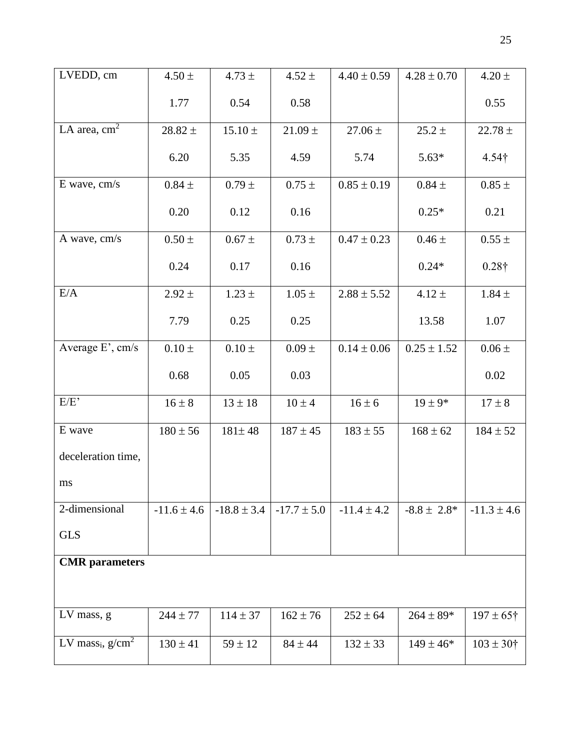| LVEDD, cm | 4.50 ± 1.77 | 4.73 ± 0.54 | 4.52 ± 0.58 | 4.40 ± 0.59 | 4.28 ± 0.70 | 4.20 ± 0.55 |
|---|---|---|---|---|---|---|
| LA area, $cm^2$ | 28.82 ± 6.20 | 15.10 ± 5.35 | 21.09 ± 4.59 | 27.06 ± 5.74 | 25.2 ± 5.63* | 22.78 ± 4.54† |
| E wave, cm/s | 0.84 ± 0.20 | 0.79 ± 0.12 | 0.75 ± 0.16 | 0.85 ± 0.19 | 0.84 ± 0.25* | 0.85 ± 0.21 |
| A wave, cm/s | 0.50 ± 0.24 | 0.67 ± 0.17 | 0.73 ± 0.16 | 0.47 ± 0.23 | 0.46 ± 0.24* | 0.55 ± 0.28† |
| E/A | 2.92 ± 7.79 | 1.23 ± 0.25 | 1.05 ± 0.25 | 2.88 ± 5.52 | 4.12 ± 13.58 | 1.84 ± 1.07 |
| Average E', cm/s | 0.10 ± 0.68 | 0.10 ± 0.05 | 0.09 ± 0.03 | 0.14 ± 0.06 | 0.25 ± 1.52 | 0.06 ± 0.02 |
| E/E' | 16 ± 8 | 13 ± 18 | 10 ± 4 | 16 ± 6 | 19 ± 9* | 17 ± 8 |
| E wave deceleration time, ms | 180 ± 56 | 181± 48 | 187 ± 45 | 183 ± 55 | 168 ± 62 | 184 ± 52 |
| 2-dimensional GLS | -11.6 ± 4.6 | -18.8 ± 3.4 | -17.7 ± 5.0 | -11.4 ± 4.2 | -8.8 ± 2.8* | -11.3 ± 4.6 |
| **CMR parameters** | | | | | | |
| LV mass, g | 244 ± 77 | 114 ± 37 | 162 ± 76 | 252 ± 64 | 264 ± 89* | 197 ± 65† |
| LV $mass_i$, $g/cm^2$ | 130 ± 41 | 59 ± 12 | 84 ± 44 | 132 ± 33 | 149 ± 46* | 103 ± 30† |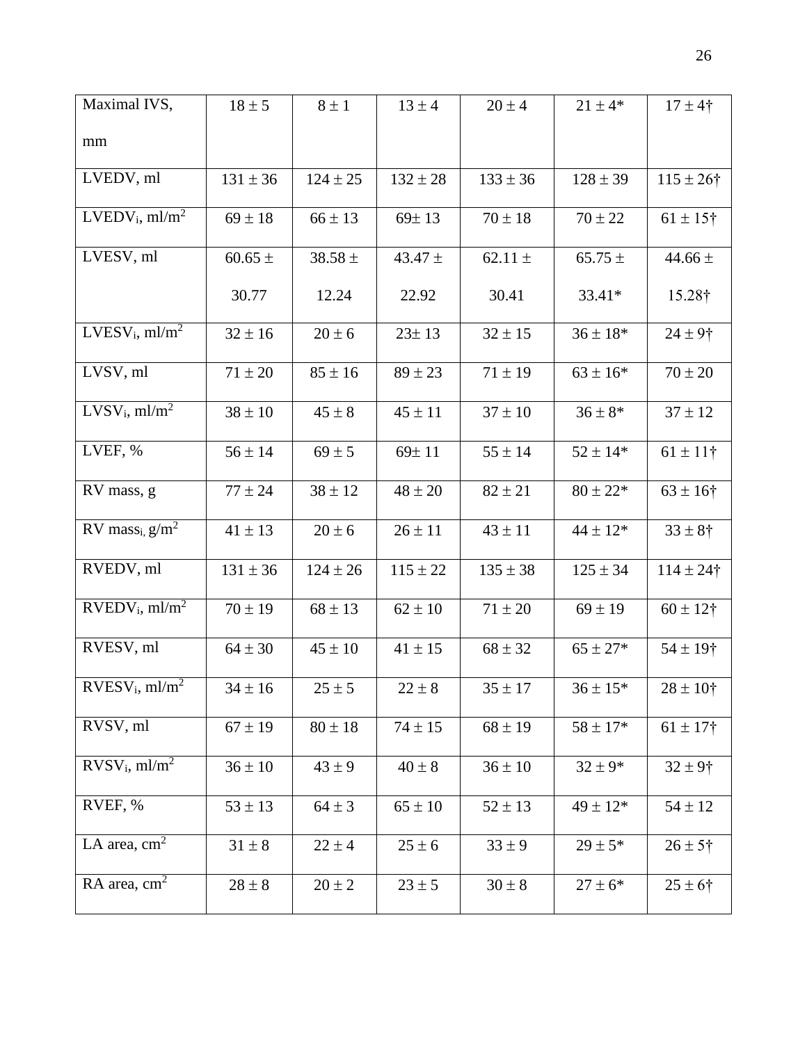| Maximal IVS, mm | 18 ± 5 | 8 ± 1 | 13 ± 4 | 20 ± 4 | 21 ± 4* | 17 ± 4† |
|---|---|---|---|---|---|---|
| LVEDV, ml | 131 ± 36 | 124 ± 25 | 132 ± 28 | 133 ± 36 | 128 ± 39 | 115 ± 26† |
| $LVEDV_i$, ml/m$^2$ | 69 ± 18 | 66 ± 13 | 69± 13 | 70 ± 18 | 70 ± 22 | 61 ± 15† |
| LVESV, ml | 60.65 ± 30.77 | 38.58 ± 12.24 | 43.47 ± 22.92 | 62.11 ± 30.41 | 65.75 ± 33.41* | 44.66 ± 15.28† |
| $LVESV_i$, ml/m$^2$ | 32 ± 16 | 20 ± 6 | 23± 13 | 32 ± 15 | 36 ± 18* | 24 ± 9† |
| LVSV, ml | 71 ± 20 | 85 ± 16 | 89 ± 23 | 71 ± 19 | 63 ± 16* | 70 ± 20 |
| $LVSV_i$, ml/m$^2$ | 38 ± 10 | 45 ± 8 | 45 ± 11 | 37 ± 10 | 36 ± 8* | 37 ± 12 |
| LVEF, % | 56 ± 14 | 69 ± 5 | 69± 11 | 55 ± 14 | 52 ± 14* | 61 ± 11† |
| RV mass, g | 77 ± 24 | 38 ± 12 | 48 ± 20 | 82 ± 21 | 80 ± 22* | 63 ± 16† |
| RV $mass_i$, g/m$^2$ | 41 ± 13 | 20 ± 6 | 26 ± 11 | 43 ± 11 | 44 ± 12* | 33 ± 8† |
| RVEDV, ml | 131 ± 36 | 124 ± 26 | 115 ± 22 | 135 ± 38 | 125 ± 34 | 114 ± 24† |
| $RVEDV_i$, ml/m$^2$ | 70 ± 19 | 68 ± 13 | 62 ± 10 | 71 ± 20 | 69 ± 19 | 60 ± 12† |
| RVESV, ml | 64 ± 30 | 45 ± 10 | 41 ± 15 | 68 ± 32 | 65 ± 27* | 54 ± 19† |
| $RVESV_i$, ml/m$^2$ | 34 ± 16 | 25 ± 5 | 22 ± 8 | 35 ± 17 | 36 ± 15* | 28 ± 10† |
| RVSV, ml | 67 ± 19 | 80 ± 18 | 74 ± 15 | 68 ± 19 | 58 ± 17* | 61 ± 17† |
| $RVSV_i$, ml/m$^2$ | 36 ± 10 | 43 ± 9 | 40 ± 8 | 36 ± 10 | 32 ± 9* | 32 ± 9† |
| RVEF, % | 53 ± 13 | 64 ± 3 | 65 ± 10 | 52 ± 13 | 49 ± 12* | 54 ± 12 |
| LA area, cm$^2$ | 31 ± 8 | 22 ± 4 | 25 ± 6 | 33 ± 9 | 29 ± 5* | 26 ± 5† |
| RA area, cm$^2$ | 28 ± 8 | 20 ± 2 | 23 ± 5 | 30 ± 8 | 27 ± 6* | 25 ± 6† |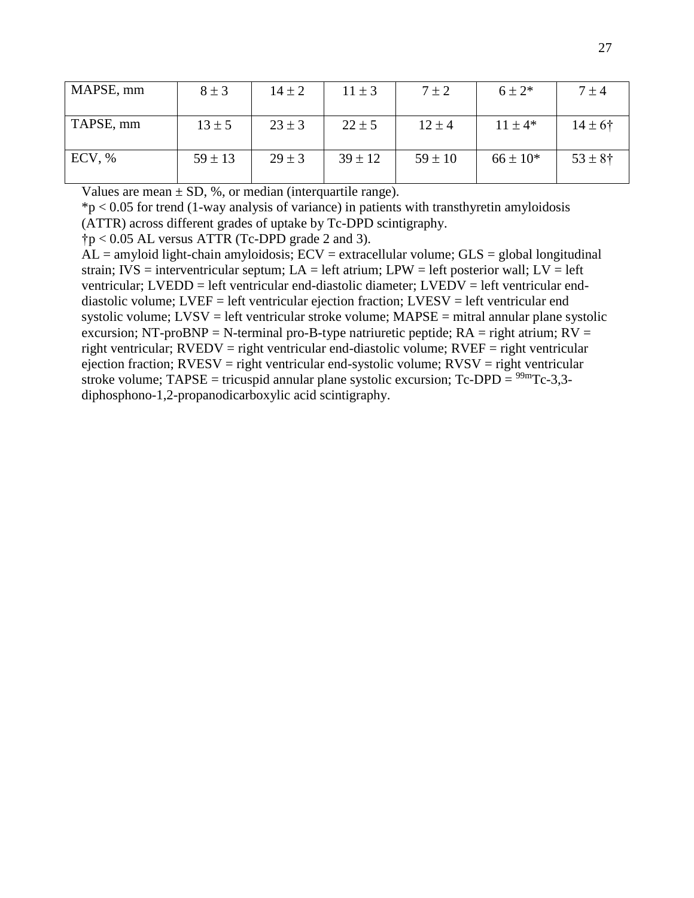| MAPSE, mm | 8 ± 3 | 14 ± 2 | 11 ± 3 | 7 ± 2 | 6 ± 2* | 7 ± 4 |
|---|---|---|---|---|---|---|
| TAPSE, mm | 13 ± 5 | 23 ± 3 | 22 ± 5 | 12 ± 4 | 11 ± 4* | 14 ± 6† |
| ECV, % | 59 ± 13 | 29 ± 3 | 39 ± 12 | 59 ± 10 | 66 ± 10* | 53 ± 8† |

Values are mean ± SD, %, or median (interquartile range).

*$p < 0.05$ for trend (1-way analysis of variance) in patients with transthyretin amyloidosis (ATTR) across different grades of uptake by Tc-DPD scintigraphy.

†$p < 0.05$ AL versus ATTR (Tc-DPD grade 2 and 3).

AL = amyloid light-chain amyloidosis; ECV = extracellular volume; GLS = global longitudinal strain; IVS = interventricular septum; LA = left atrium; LPW = left posterior wall; LV = left ventricular; LVEDD = left ventricular end-diastolic diameter; LVEDV = left ventricular end-diastolic volume; LVEF = left ventricular ejection fraction; LVESV = left ventricular end systolic volume; LVSV = left ventricular stroke volume; MAPSE = mitral annular plane systolic excursion; NT-proBNP = N-terminal pro-B-type natriuretic peptide; RA = right atrium; RV = right ventricular; RVEDV = right ventricular end-diastolic volume; RVEF = right ventricular ejection fraction; RVESV = right ventricular end-systolic volume; RVSV = right ventricular stroke volume; TAPSE = tricuspid annular plane systolic excursion; Tc-DPD = $^{99m}$Tc-3,3-diphosphono-1,2-propanodicarboxylic acid scintigraphy.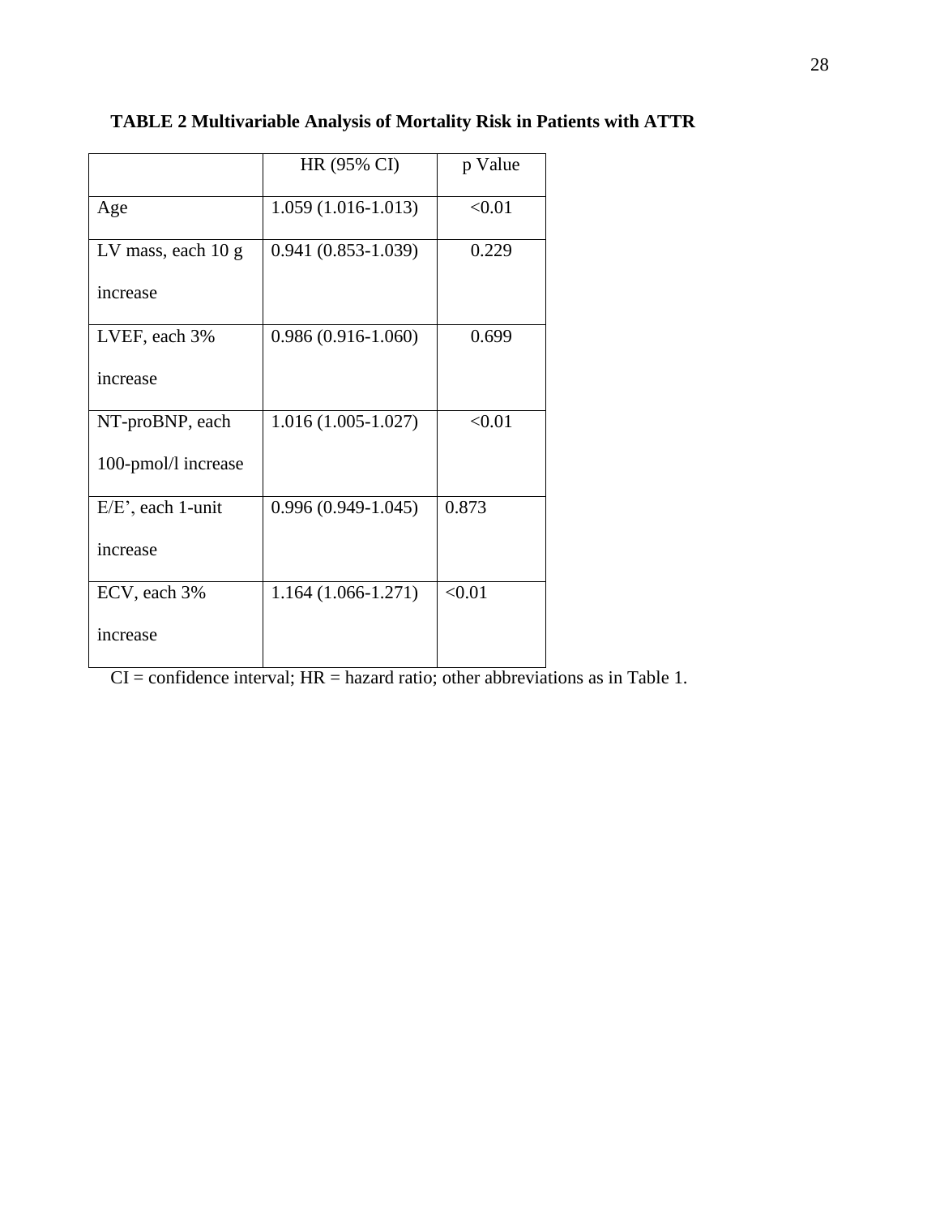**TABLE 2 Multivariable Analysis of Mortality Risk in Patients with ATTR**

| | HR (95% CI) | p Value |
|---|---|---|
| Age | 1.059 (1.016-1.013) | <0.01 |
| LV mass, each 10 g increase | 0.941 (0.853-1.039) | 0.229 |
| LVEF, each 3% increase | 0.986 (0.916-1.060) | 0.699 |
| NT-proBNP, each 100-pmol/l increase | 1.016 (1.005-1.027) | <0.01 |
| E/E', each 1-unit increase | 0.996 (0.949-1.045) | 0.873 |
| ECV, each 3% increase | 1.164 (1.066-1.271) | <0.01 |

CI = confidence interval; HR = hazard ratio; other abbreviations as in Table 1.